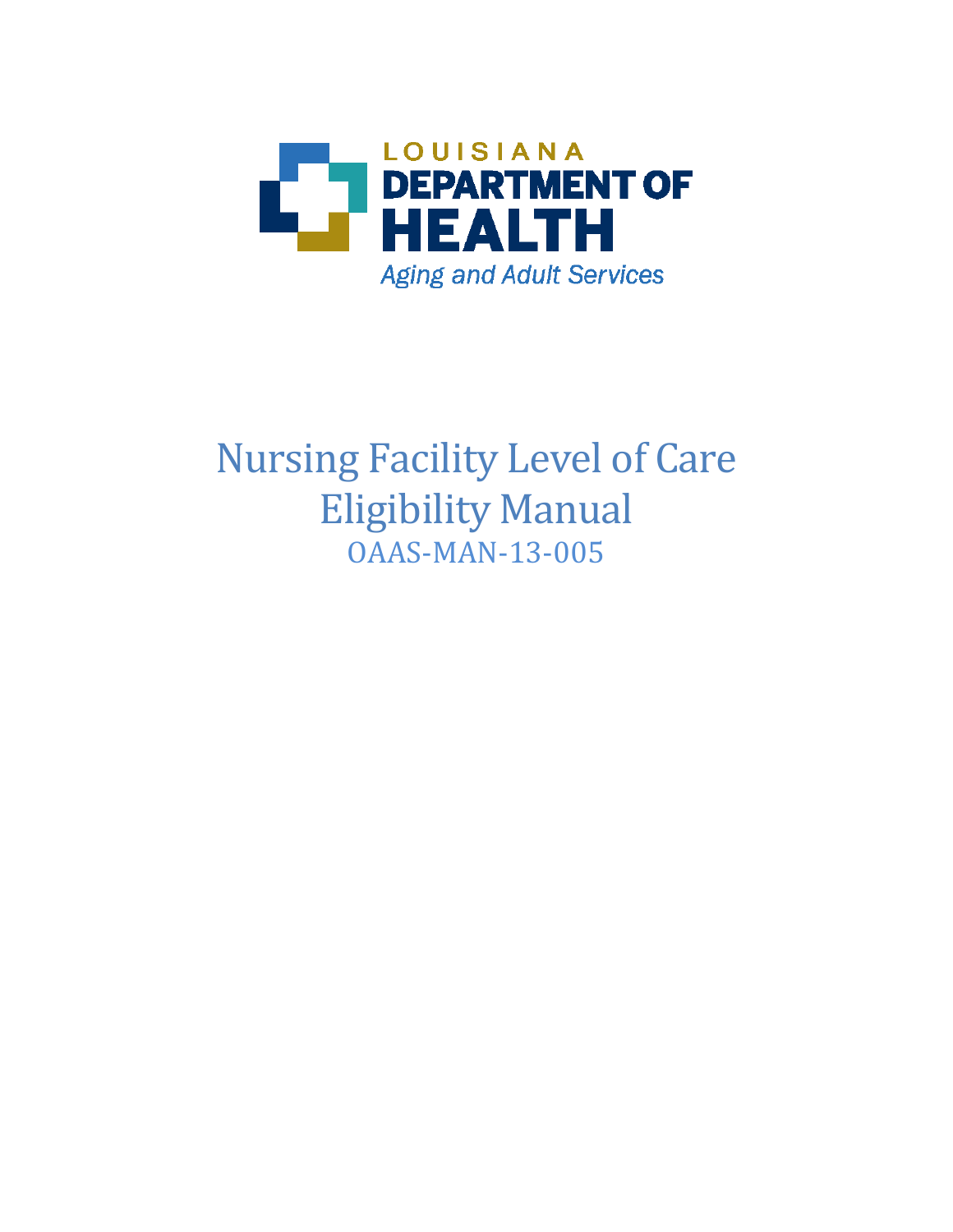LOUISIANA
DEPARTMENT OF
HEALTH
*Aging and Adult Services*

# Nursing Facility Level of Care Eligibility Manual

OAAS-MAN-13-005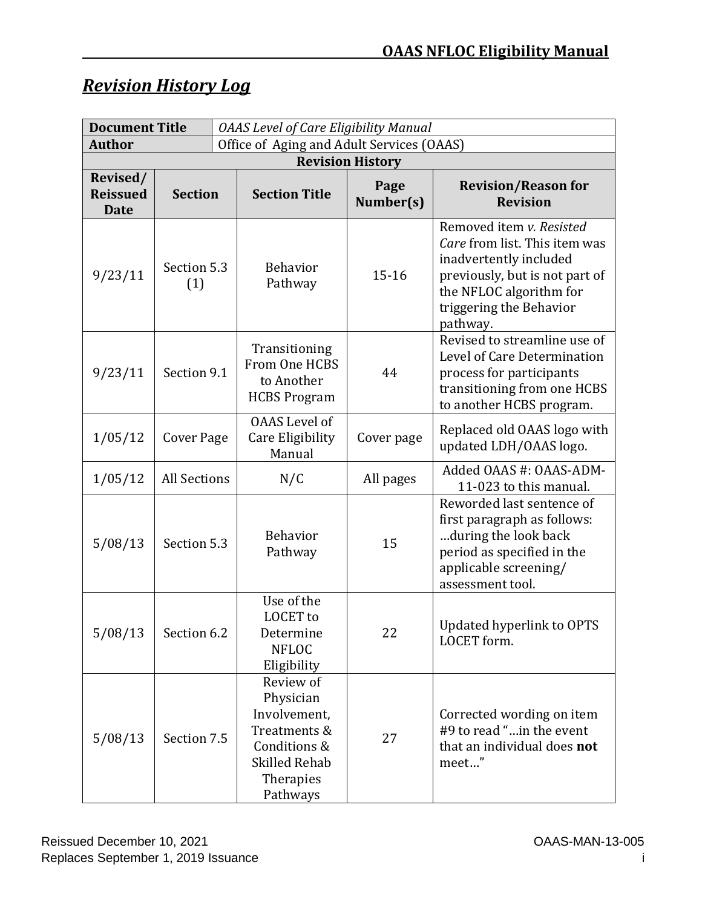## *Revision History Log*

| **Document Title** | *OAAS Level of Care Eligibility Manual* | | | |
|---|---|---|---|---|
| **Author** | Office of Aging and Adult Services (OAAS) | | | |
| **Revision History** | | | | |
| **Revised/ Reissued Date** | **Section** | **Section Title** | **Page Number(s)** | **Revision/Reason for Revision** |
| 9/23/11 | Section 5.3 (1) | Behavior Pathway | 15-16 | Removed item *v. Resisted Care* from list. This item was inadvertently included previously, but is not part of the NFLOC algorithm for triggering the Behavior pathway. |
| 9/23/11 | Section 9.1 | Transitioning From One HCBS to Another HCBS Program | 44 | Revised to streamline use of Level of Care Determination process for participants transitioning from one HCBS to another HCBS program. |
| 1/05/12 | Cover Page | OAAS Level of Care Eligibility Manual | Cover page | Replaced old OAAS logo with updated LDH/OAAS logo. |
| 1/05/12 | All Sections | N/C | All pages | Added OAAS #: OAAS-ADM-11-023 to this manual. |
| 5/08/13 | Section 5.3 | Behavior Pathway | 15 | Reworded last sentence of first paragraph as follows: …during the look back period as specified in the applicable screening/ assessment tool. |
| 5/08/13 | Section 6.2 | Use of the LOCET to Determine NFLOC Eligibility | 22 | Updated hyperlink to OPTS LOCET form. |
| 5/08/13 | Section 7.5 | Review of Physician Involvement, Treatments & Conditions & Skilled Rehab Therapies Pathways | 27 | Corrected wording on item #9 to read "…in the event that an individual does **not** meet…" |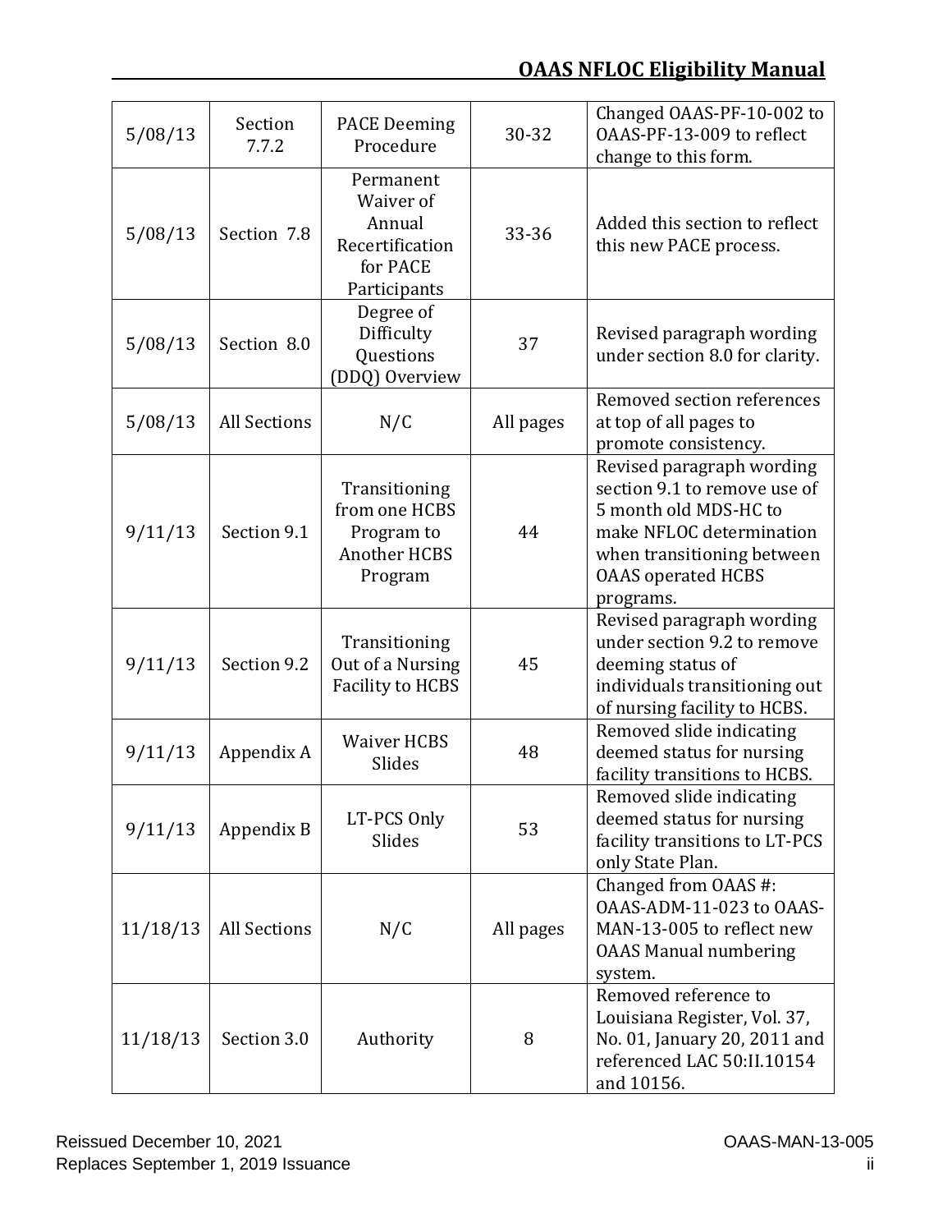| 5/08/13 | Section 7.7.2 | PACE Deeming Procedure | 30-32 | Changed OAAS-PF-10-002 to OAAS-PF-13-009 to reflect change to this form. |
|---|---|---|---|---|
| 5/08/13 | Section 7.8 | Permanent Waiver of Annual Recertification for PACE Participants | 33-36 | Added this section to reflect this new PACE process. |
| 5/08/13 | Section 8.0 | Degree of Difficulty Questions (DDQ) Overview | 37 | Revised paragraph wording under section 8.0 for clarity. |
| 5/08/13 | All Sections | N/C | All pages | Removed section references at top of all pages to promote consistency. |
| 9/11/13 | Section 9.1 | Transitioning from one HCBS Program to Another HCBS Program | 44 | Revised paragraph wording section 9.1 to remove use of 5 month old MDS-HC to make NFLOC determination when transitioning between OAAS operated HCBS programs. |
| 9/11/13 | Section 9.2 | Transitioning Out of a Nursing Facility to HCBS | 45 | Revised paragraph wording under section 9.2 to remove deeming status of individuals transitioning out of nursing facility to HCBS. |
| 9/11/13 | Appendix A | Waiver HCBS Slides | 48 | Removed slide indicating deemed status for nursing facility transitions to HCBS. |
| 9/11/13 | Appendix B | LT-PCS Only Slides | 53 | Removed slide indicating deemed status for nursing facility transitions to LT-PCS only State Plan. |
| 11/18/13 | All Sections | N/C | All pages | Changed from OAAS #: OAAS-ADM-11-023 to OAAS-MAN-13-005 to reflect new OAAS Manual numbering system. |
| 11/18/13 | Section 3.0 | Authority | 8 | Removed reference to Louisiana Register, Vol. 37, No. 01, January 20, 2011 and referenced LAC 50:II.10154 and 10156. |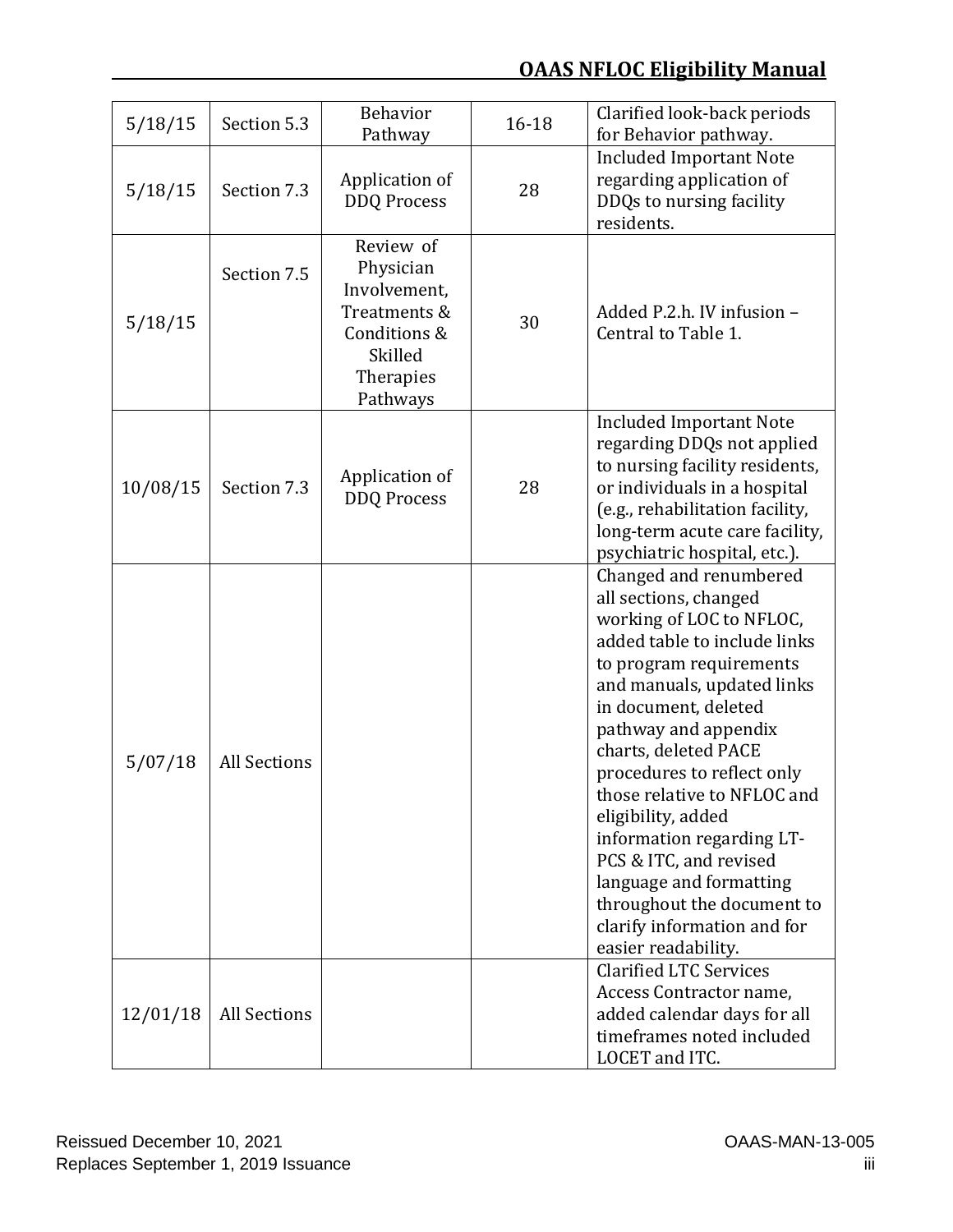| 5/18/15 | Section 5.3 | Behavior Pathway | 16-18 | Clarified look-back periods for Behavior pathway. |
|---|---|---|---|---|
| 5/18/15 | Section 7.3 | Application of DDQ Process | 28 | Included Important Note regarding application of DDQs to nursing facility residents. |
| 5/18/15 | Section 7.5 | Review of Physician Involvement, Treatments & Conditions & Skilled Therapies Pathways | 30 | Added P.2.h. IV infusion – Central to Table 1. |
| 10/08/15 | Section 7.3 | Application of DDQ Process | 28 | Included Important Note regarding DDQs not applied to nursing facility residents, or individuals in a hospital (e.g., rehabilitation facility, long-term acute care facility, psychiatric hospital, etc.). |
| 5/07/18 | All Sections | | | Changed and renumbered all sections, changed working of LOC to NFLOC, added table to include links to program requirements and manuals, updated links in document, deleted pathway and appendix charts, deleted PACE procedures to reflect only those relative to NFLOC and eligibility, added information regarding LT-PCS & ITC, and revised language and formatting throughout the document to clarify information and for easier readability. |
| 12/01/18 | All Sections | | | Clarified LTC Services Access Contractor name, added calendar days for all timeframes noted included LOCET and ITC. |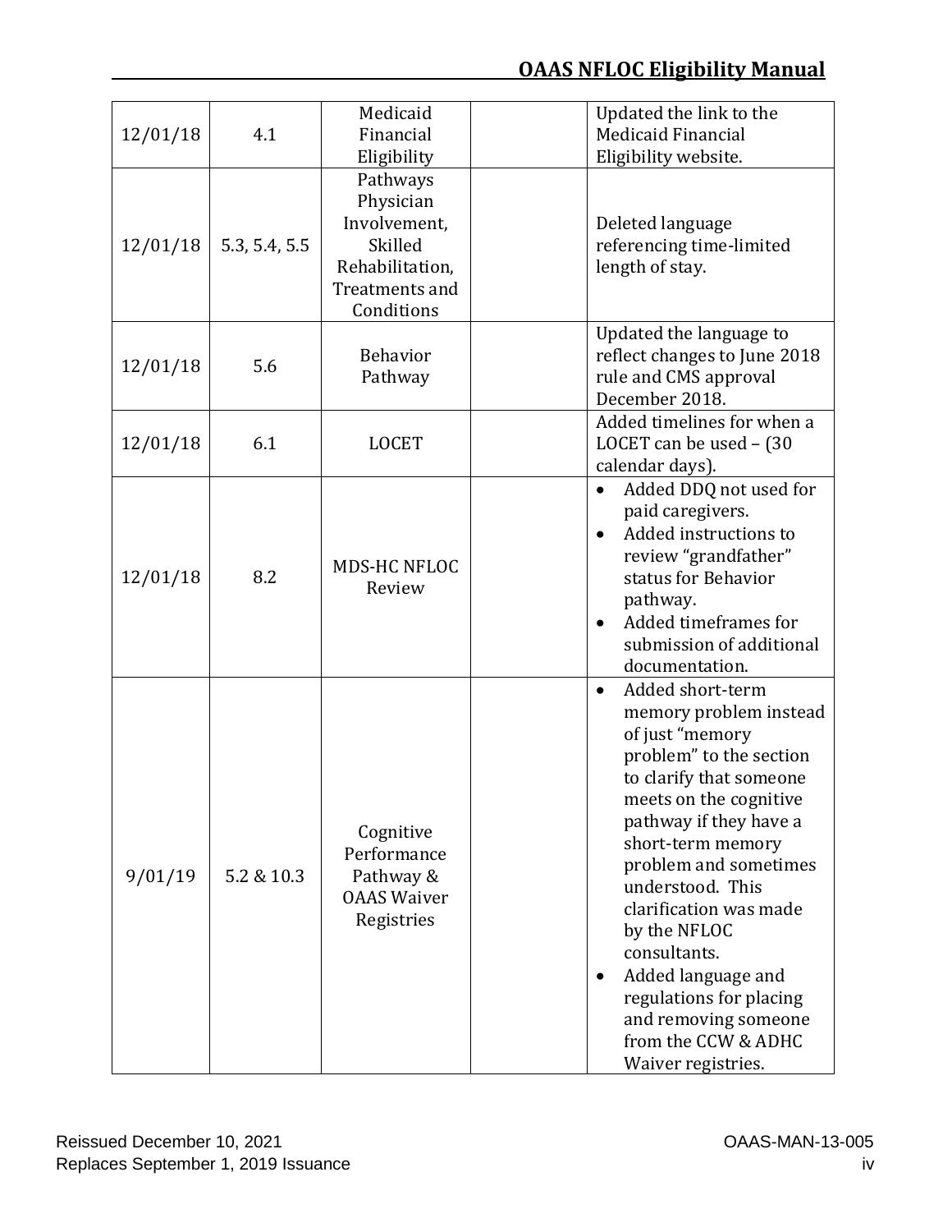| | | | | |
|---|---|---|---|---|
| 12/01/18 | 4.1 | Medicaid Financial Eligibility | | Updated the link to the Medicaid Financial Eligibility website. |
| 12/01/18 | 5.3, 5.4, 5.5 | Pathways Physician Involvement, Skilled Rehabilitation, Treatments and Conditions | | Deleted language referencing time-limited length of stay. |
| 12/01/18 | 5.6 | Behavior Pathway | | Updated the language to reflect changes to June 2018 rule and CMS approval December 2018. |
| 12/01/18 | 6.1 | LOCET | | Added timelines for when a LOCET can be used – (30 calendar days). |
| 12/01/18 | 8.2 | MDS-HC NFLOC Review | | • Added DDQ not used for paid caregivers.<br>• Added instructions to review "grandfather" status for Behavior pathway.<br>• Added timeframes for submission of additional documentation. |
| 9/01/19 | 5.2 & 10.3 | Cognitive Performance Pathway & OAAS Waiver Registries | | • Added short-term memory problem instead of just "memory problem" to the section to clarify that someone meets on the cognitive pathway if they have a short-term memory problem and sometimes understood. This clarification was made by the NFLOC consultants.<br>• Added language and regulations for placing and removing someone from the CCW & ADHC Waiver registries. |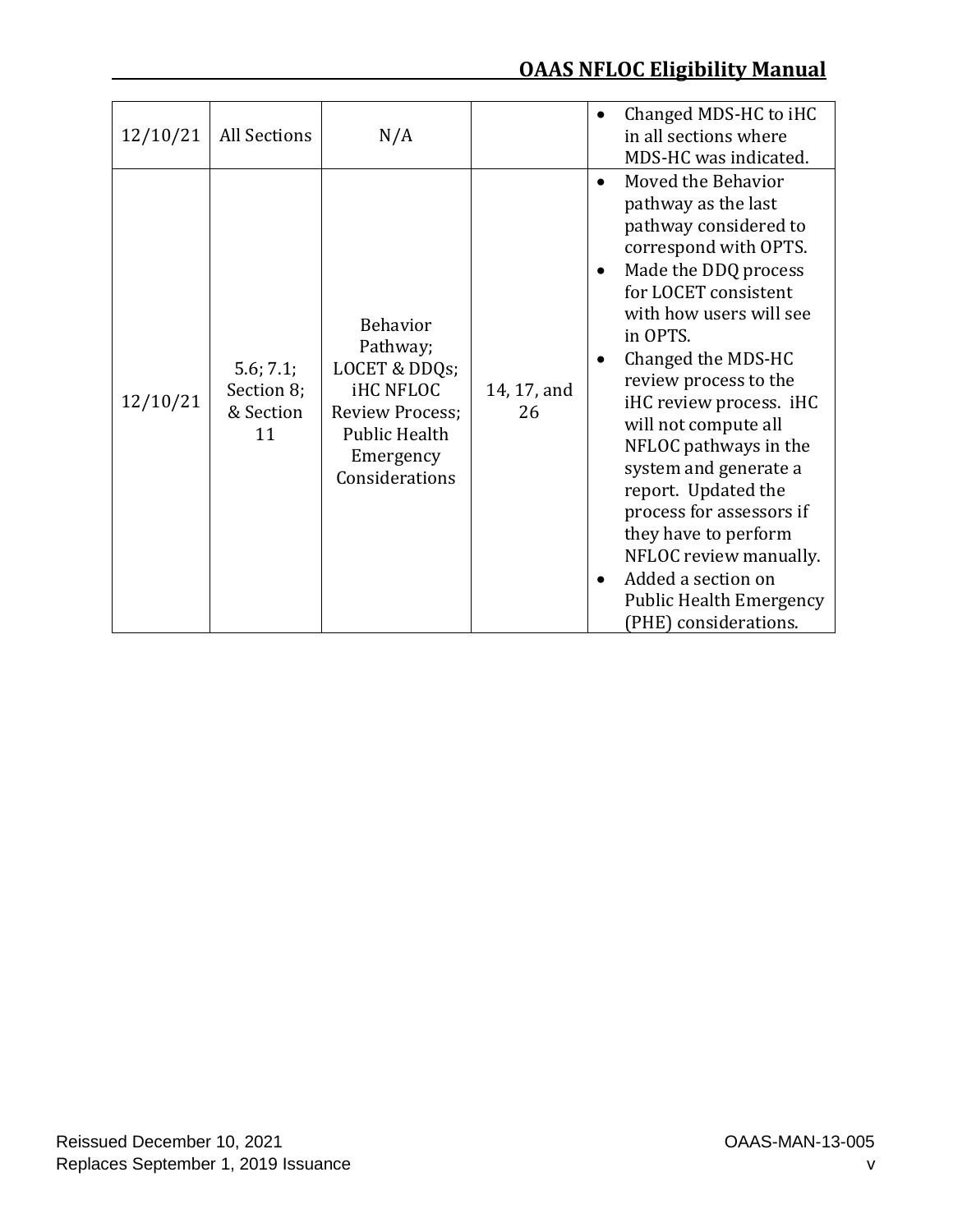| 12/10/21 | All Sections | N/A | | • Changed MDS-HC to iHC in all sections where MDS-HC was indicated. |
|---|---|---|---|---|
| 12/10/21 | 5.6; 7.1; Section 8; & Section 11 | Behavior Pathway; LOCET & DDQs; iHC NFLOC Review Process; Public Health Emergency Considerations | 14, 17, and 26 | • Moved the Behavior pathway as the last pathway considered to correspond with OPTS.<br>• Made the DDQ process for LOCET consistent with how users will see in OPTS.<br>• Changed the MDS-HC review process to the iHC review process. iHC will not compute all NFLOC pathways in the system and generate a report. Updated the process for assessors if they have to perform NFLOC review manually.<br>• Added a section on Public Health Emergency (PHE) considerations. |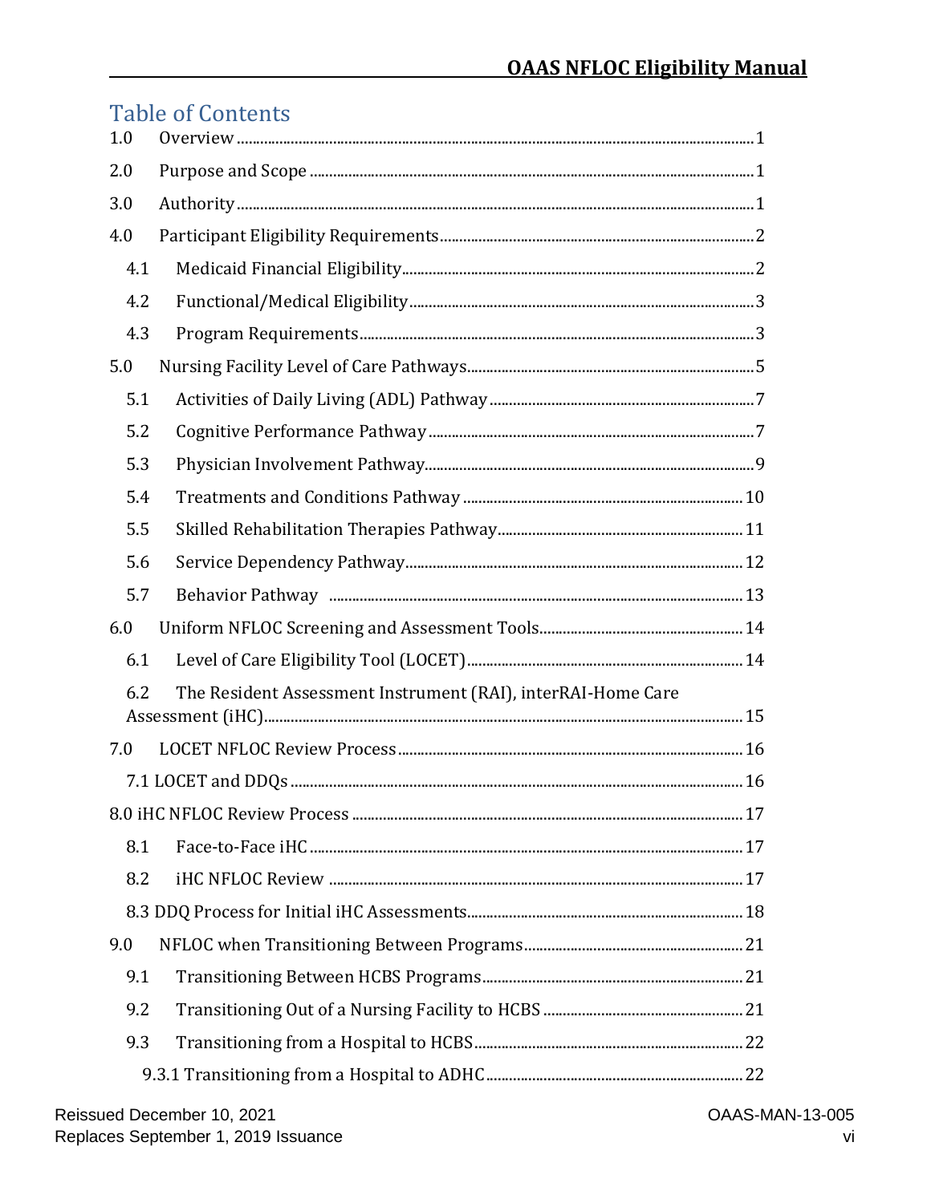# Table of Contents

1.0 Overview ..... 1

2.0 Purpose and Scope ..... 1

3.0 Authority ..... 1

4.0 Participant Eligibility Requirements ..... 2

- 4.1 Medicaid Financial Eligibility ..... 2
- 4.2 Functional/Medical Eligibility ..... 3
- 4.3 Program Requirements ..... 3

5.0 Nursing Facility Level of Care Pathways ..... 5

- 5.1 Activities of Daily Living (ADL) Pathway ..... 7
- 5.2 Cognitive Performance Pathway ..... 7
- 5.3 Physician Involvement Pathway ..... 9
- 5.4 Treatments and Conditions Pathway ..... 10
- 5.5 Skilled Rehabilitation Therapies Pathway ..... 11
- 5.6 Service Dependency Pathway ..... 12
- 5.7 Behavior Pathway ..... 13

6.0 Uniform NFLOC Screening and Assessment Tools ..... 14

- 6.1 Level of Care Eligibility Tool (LOCET) ..... 14
- 6.2 The Resident Assessment Instrument (RAI), interRAI-Home Care Assessment (iHC) ..... 15

7.0 LOCET NFLOC Review Process ..... 16

- 7.1 LOCET and DDQs ..... 16

8.0 iHC NFLOC Review Process ..... 17

- 8.1 Face-to-Face iHC ..... 17
- 8.2 iHC NFLOC Review ..... 17
- 8.3 DDQ Process for Initial iHC Assessments ..... 18

9.0 NFLOC when Transitioning Between Programs ..... 21

- 9.1 Transitioning Between HCBS Programs ..... 21
- 9.2 Transitioning Out of a Nursing Facility to HCBS ..... 21
- 9.3 Transitioning from a Hospital to HCBS ..... 22
  - 9.3.1 Transitioning from a Hospital to ADHC ..... 22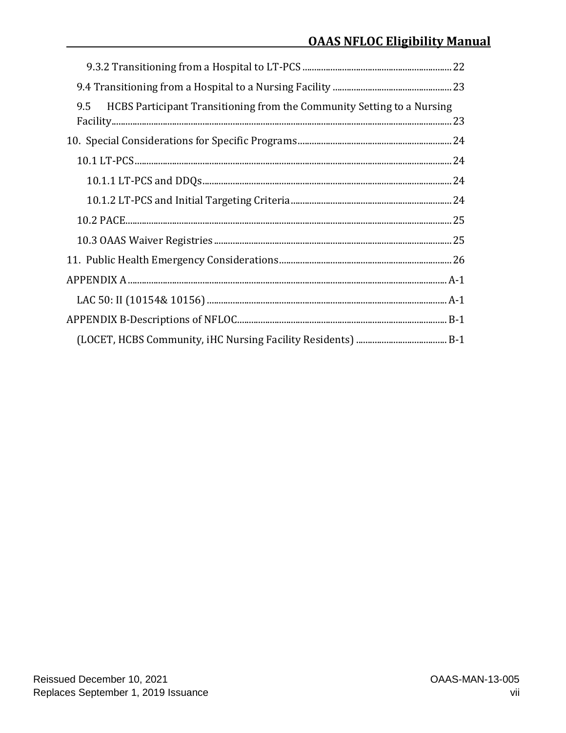9.3.2 Transitioning from a Hospital to LT-PCS ........ 22

9.4 Transitioning from a Hospital to a Nursing Facility ........ 23

9.5 HCBS Participant Transitioning from the Community Setting to a Nursing Facility ........ 23

10. Special Considerations for Specific Programs ........ 24

10.1 LT-PCS ........ 24

10.1.1 LT-PCS and DDQs ........ 24

10.1.2 LT-PCS and Initial Targeting Criteria ........ 24

10.2 PACE ........ 25

10.3 OAAS Waiver Registries ........ 25

11. Public Health Emergency Considerations ........ 26

APPENDIX A ........ A-1

LAC 50: II (10154& 10156) ........ A-1

APPENDIX B-Descriptions of NFLOC ........ B-1

(LOCET, HCBS Community, iHC Nursing Facility Residents) ........ B-1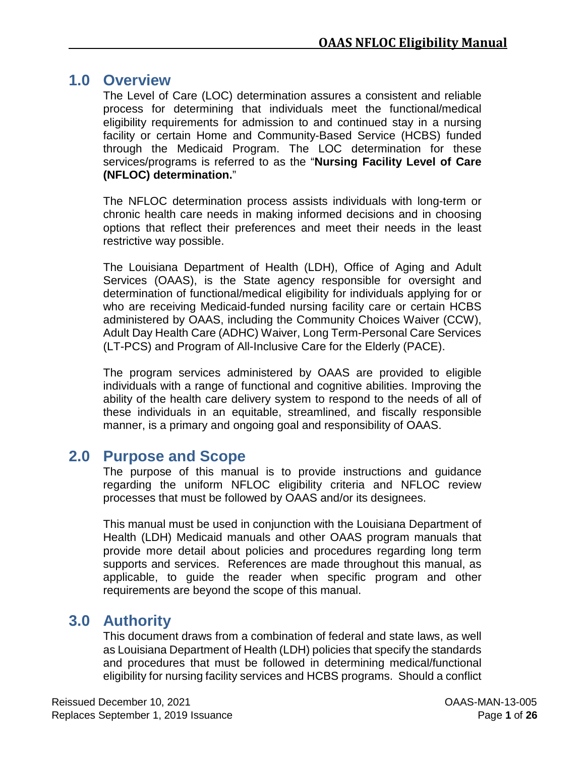## 1.0 Overview

The Level of Care (LOC) determination assures a consistent and reliable process for determining that individuals meet the functional/medical eligibility requirements for admission to and continued stay in a nursing facility or certain Home and Community-Based Service (HCBS) funded through the Medicaid Program. The LOC determination for these services/programs is referred to as the "**Nursing Facility Level of Care (NFLOC) determination.**"

The NFLOC determination process assists individuals with long-term or chronic health care needs in making informed decisions and in choosing options that reflect their preferences and meet their needs in the least restrictive way possible.

The Louisiana Department of Health (LDH), Office of Aging and Adult Services (OAAS), is the State agency responsible for oversight and determination of functional/medical eligibility for individuals applying for or who are receiving Medicaid-funded nursing facility care or certain HCBS administered by OAAS, including the Community Choices Waiver (CCW), Adult Day Health Care (ADHC) Waiver, Long Term-Personal Care Services (LT-PCS) and Program of All-Inclusive Care for the Elderly (PACE).

The program services administered by OAAS are provided to eligible individuals with a range of functional and cognitive abilities. Improving the ability of the health care delivery system to respond to the needs of all of these individuals in an equitable, streamlined, and fiscally responsible manner, is a primary and ongoing goal and responsibility of OAAS.

## 2.0 Purpose and Scope

The purpose of this manual is to provide instructions and guidance regarding the uniform NFLOC eligibility criteria and NFLOC review processes that must be followed by OAAS and/or its designees.

This manual must be used in conjunction with the Louisiana Department of Health (LDH) Medicaid manuals and other OAAS program manuals that provide more detail about policies and procedures regarding long term supports and services. References are made throughout this manual, as applicable, to guide the reader when specific program and other requirements are beyond the scope of this manual.

## 3.0 Authority

This document draws from a combination of federal and state laws, as well as Louisiana Department of Health (LDH) policies that specify the standards and procedures that must be followed in determining medical/functional eligibility for nursing facility services and HCBS programs. Should a conflict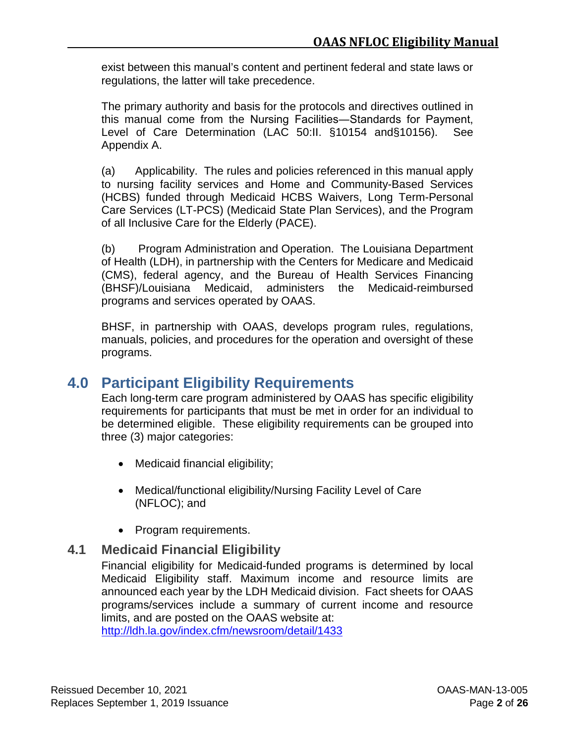exist between this manual's content and pertinent federal and state laws or regulations, the latter will take precedence.

The primary authority and basis for the protocols and directives outlined in this manual come from the Nursing Facilities—Standards for Payment, Level of Care Determination (LAC 50:II. §10154 and§10156). See Appendix A.

(a) Applicability. The rules and policies referenced in this manual apply to nursing facility services and Home and Community-Based Services (HCBS) funded through Medicaid HCBS Waivers, Long Term-Personal Care Services (LT-PCS) (Medicaid State Plan Services), and the Program of all Inclusive Care for the Elderly (PACE).

(b) Program Administration and Operation. The Louisiana Department of Health (LDH), in partnership with the Centers for Medicare and Medicaid (CMS), federal agency, and the Bureau of Health Services Financing (BHSF)/Louisiana Medicaid, administers the Medicaid-reimbursed programs and services operated by OAAS.

BHSF, in partnership with OAAS, develops program rules, regulations, manuals, policies, and procedures for the operation and oversight of these programs.

# 4.0 Participant Eligibility Requirements

Each long-term care program administered by OAAS has specific eligibility requirements for participants that must be met in order for an individual to be determined eligible. These eligibility requirements can be grouped into three (3) major categories:

- Medicaid financial eligibility;
- Medical/functional eligibility/Nursing Facility Level of Care (NFLOC); and
- Program requirements.

## 4.1 Medicaid Financial Eligibility

Financial eligibility for Medicaid-funded programs is determined by local Medicaid Eligibility staff. Maximum income and resource limits are announced each year by the LDH Medicaid division. Fact sheets for OAAS programs/services include a summary of current income and resource limits, and are posted on the OAAS website at: [http://ldh.la.gov/index.cfm/newsroom/detail/1433](http://ldh.la.gov/index.cfm/newsroom/detail/1433)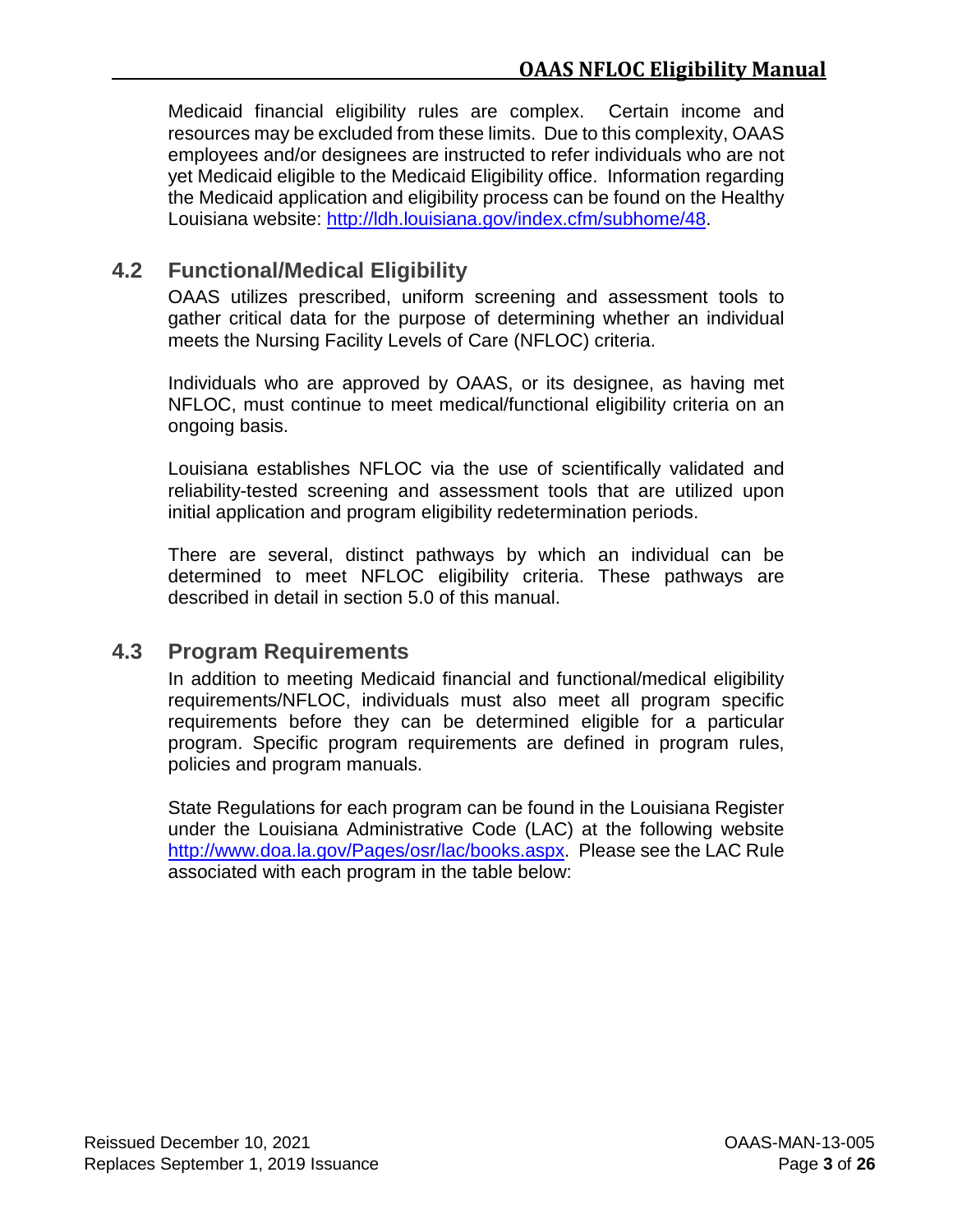Medicaid financial eligibility rules are complex. Certain income and resources may be excluded from these limits. Due to this complexity, OAAS employees and/or designees are instructed to refer individuals who are not yet Medicaid eligible to the Medicaid Eligibility office. Information regarding the Medicaid application and eligibility process can be found on the Healthy Louisiana website: [http://ldh.louisiana.gov/index.cfm/subhome/48](http://ldh.louisiana.gov/index.cfm/subhome/48).

## 4.2 Functional/Medical Eligibility

OAAS utilizes prescribed, uniform screening and assessment tools to gather critical data for the purpose of determining whether an individual meets the Nursing Facility Levels of Care (NFLOC) criteria.

Individuals who are approved by OAAS, or its designee, as having met NFLOC, must continue to meet medical/functional eligibility criteria on an ongoing basis.

Louisiana establishes NFLOC via the use of scientifically validated and reliability-tested screening and assessment tools that are utilized upon initial application and program eligibility redetermination periods.

There are several, distinct pathways by which an individual can be determined to meet NFLOC eligibility criteria. These pathways are described in detail in section 5.0 of this manual.

## 4.3 Program Requirements

In addition to meeting Medicaid financial and functional/medical eligibility requirements/NFLOC, individuals must also meet all program specific requirements before they can be determined eligible for a particular program. Specific program requirements are defined in program rules, policies and program manuals.

State Regulations for each program can be found in the Louisiana Register under the Louisiana Administrative Code (LAC) at the following website [http://www.doa.la.gov/Pages/osr/lac/books.aspx](http://www.doa.la.gov/Pages/osr/lac/books.aspx). Please see the LAC Rule associated with each program in the table below: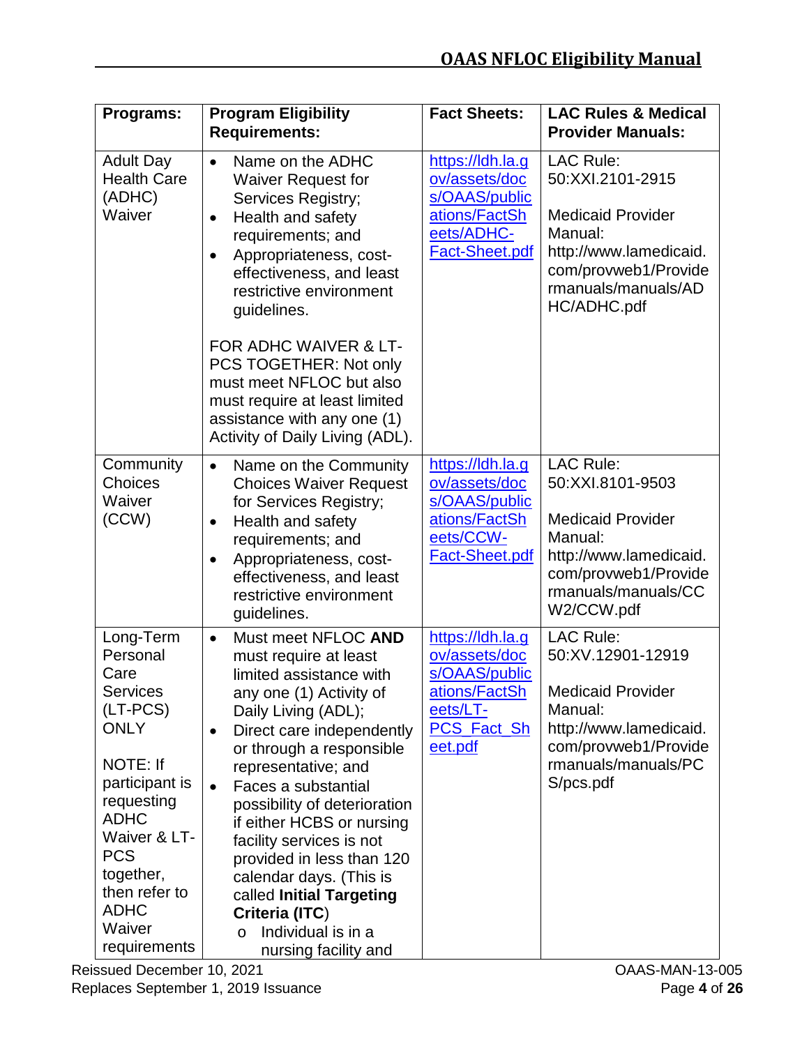| Programs: | Program Eligibility Requirements: | Fact Sheets: | LAC Rules & Medical Provider Manuals: |
|---|---|---|---|
| Adult Day Health Care (ADHC) Waiver | • Name on the ADHC Waiver Request for Services Registry;<br>• Health and safety requirements; and<br>• Appropriateness, cost-effectiveness, and least restrictive environment guidelines.<br><br>FOR ADHC WAIVER & LT-PCS TOGETHER: Not only must meet NFLOC but also must require at least limited assistance with any one (1) Activity of Daily Living (ADL). | https://ldh.la.gov/assets/docs/OAAS/publications/FactSheets/ADHC-Fact-Sheet.pdf | LAC Rule: 50:XXI.2101-2915<br><br>Medicaid Provider Manual: http://www.lamedicaid.com/provweb1/Providermanuals/manuals/ADHC/ADHC.pdf |
| Community Choices Waiver (CCW) | • Name on the Community Choices Waiver Request for Services Registry;<br>• Health and safety requirements; and<br>• Appropriateness, cost-effectiveness, and least restrictive environment guidelines. | https://ldh.la.gov/assets/docs/OAAS/publications/FactSheets/CCW-Fact-Sheet.pdf | LAC Rule: 50:XXI.8101-9503<br><br>Medicaid Provider Manual: http://www.lamedicaid.com/provweb1/Providermanuals/manuals/CCW2/CCW.pdf |
| Long-Term Personal Care Services (LT-PCS) ONLY<br><br>NOTE: If participant is requesting ADHC Waiver & LT-PCS together, then refer to ADHC Waiver requirements | • Must meet NFLOC **AND** must require at least limited assistance with any one (1) Activity of Daily Living (ADL);<br>• Direct care independently or through a responsible representative; and<br>• Faces a substantial possibility of deterioration if either HCBS or nursing facility services is not provided in less than 120 calendar days. (This is called **Initial Targeting Criteria (ITC)**)<br>&nbsp;&nbsp;o Individual is in a nursing facility and | https://ldh.la.gov/assets/docs/OAAS/publications/FactSheets/LT-PCS_Fact_Sheet.pdf | LAC Rule: 50:XV.12901-12919<br><br>Medicaid Provider Manual: http://www.lamedicaid.com/provweb1/Providermanuals/manuals/PCS/pcs.pdf |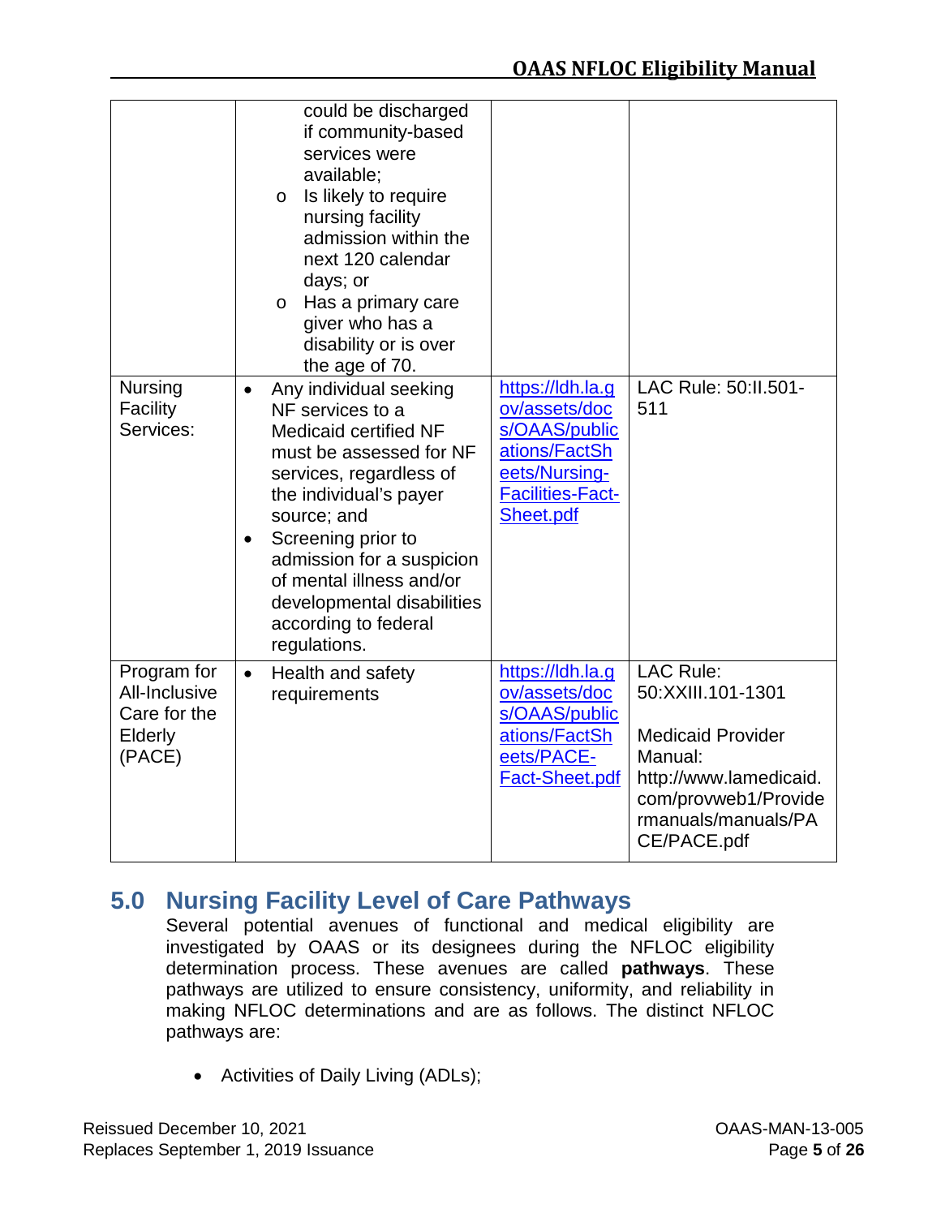| | | | |
|---|---|---|---|
| | could be discharged if community-based services were available;<br>o Is likely to require nursing facility admission within the next 120 calendar days; or<br>o Has a primary care giver who has a disability or is over the age of 70. | | |
| Nursing Facility Services: | • Any individual seeking NF services to a Medicaid certified NF must be assessed for NF services, regardless of the individual's payer source; and<br>• Screening prior to admission for a suspicion of mental illness and/or developmental disabilities according to federal regulations. | https://ldh.la.gov/assets/docs/OAAS/publications/FactSheets/Nursing-Facilities-Fact-Sheet.pdf | LAC Rule: 50:II.501-511 |
| Program for All-Inclusive Care for the Elderly (PACE) | • Health and safety requirements | https://ldh.la.gov/assets/docs/OAAS/publications/FactSheets/PACE-Fact-Sheet.pdf | LAC Rule: 50:XXIII.101-1301<br><br>Medicaid Provider Manual: http://www.lamedicaid.com/provweb1/Providermanuals/manuals/PACE/PACE.pdf |

## 5.0 Nursing Facility Level of Care Pathways

Several potential avenues of functional and medical eligibility are investigated by OAAS or its designees during the NFLOC eligibility determination process. These avenues are called **pathways**. These pathways are utilized to ensure consistency, uniformity, and reliability in making NFLOC determinations and are as follows. The distinct NFLOC pathways are:

- Activities of Daily Living (ADLs);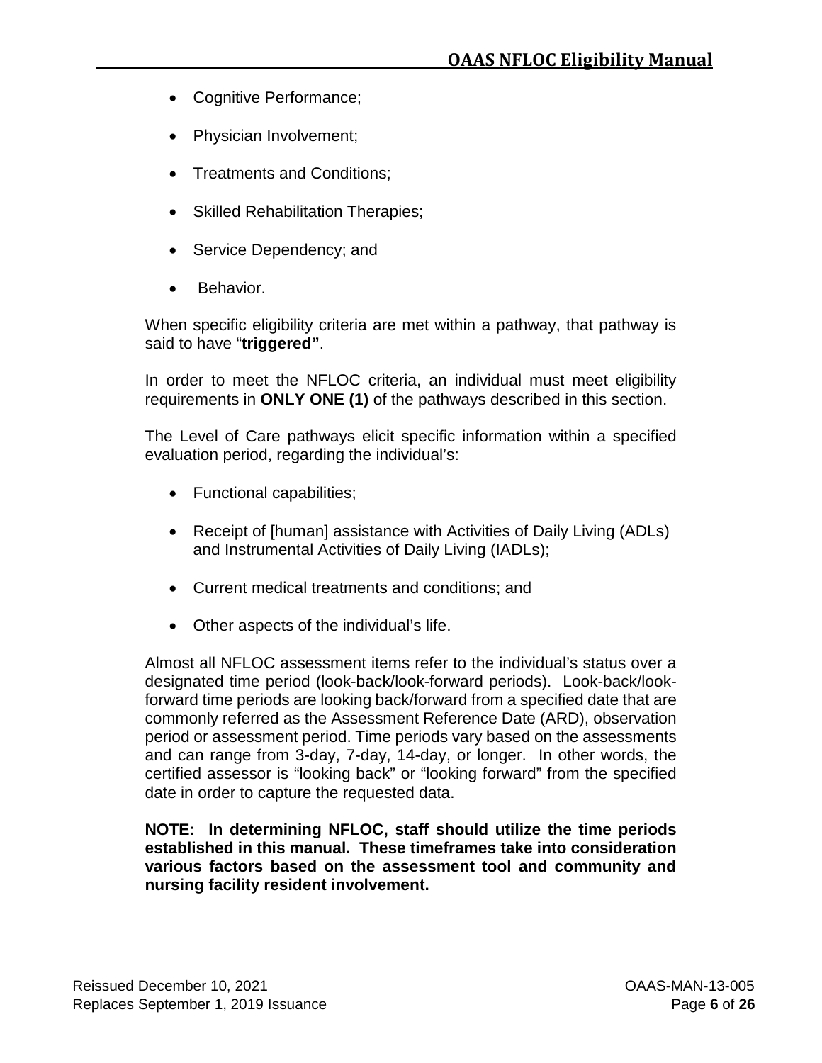- Cognitive Performance;
- Physician Involvement;
- Treatments and Conditions;
- Skilled Rehabilitation Therapies;
- Service Dependency; and
- Behavior.

When specific eligibility criteria are met within a pathway, that pathway is said to have "**triggered"**.

In order to meet the NFLOC criteria, an individual must meet eligibility requirements in **ONLY ONE (1)** of the pathways described in this section.

The Level of Care pathways elicit specific information within a specified evaluation period, regarding the individual's:

- Functional capabilities;
- Receipt of [human] assistance with Activities of Daily Living (ADLs) and Instrumental Activities of Daily Living (IADLs);
- Current medical treatments and conditions; and
- Other aspects of the individual's life.

Almost all NFLOC assessment items refer to the individual's status over a designated time period (look-back/look-forward periods). Look-back/look-forward time periods are looking back/forward from a specified date that are commonly referred as the Assessment Reference Date (ARD), observation period or assessment period. Time periods vary based on the assessments and can range from 3-day, 7-day, 14-day, or longer. In other words, the certified assessor is "looking back" or "looking forward" from the specified date in order to capture the requested data.

**NOTE: In determining NFLOC, staff should utilize the time periods established in this manual. These timeframes take into consideration various factors based on the assessment tool and community and nursing facility resident involvement.**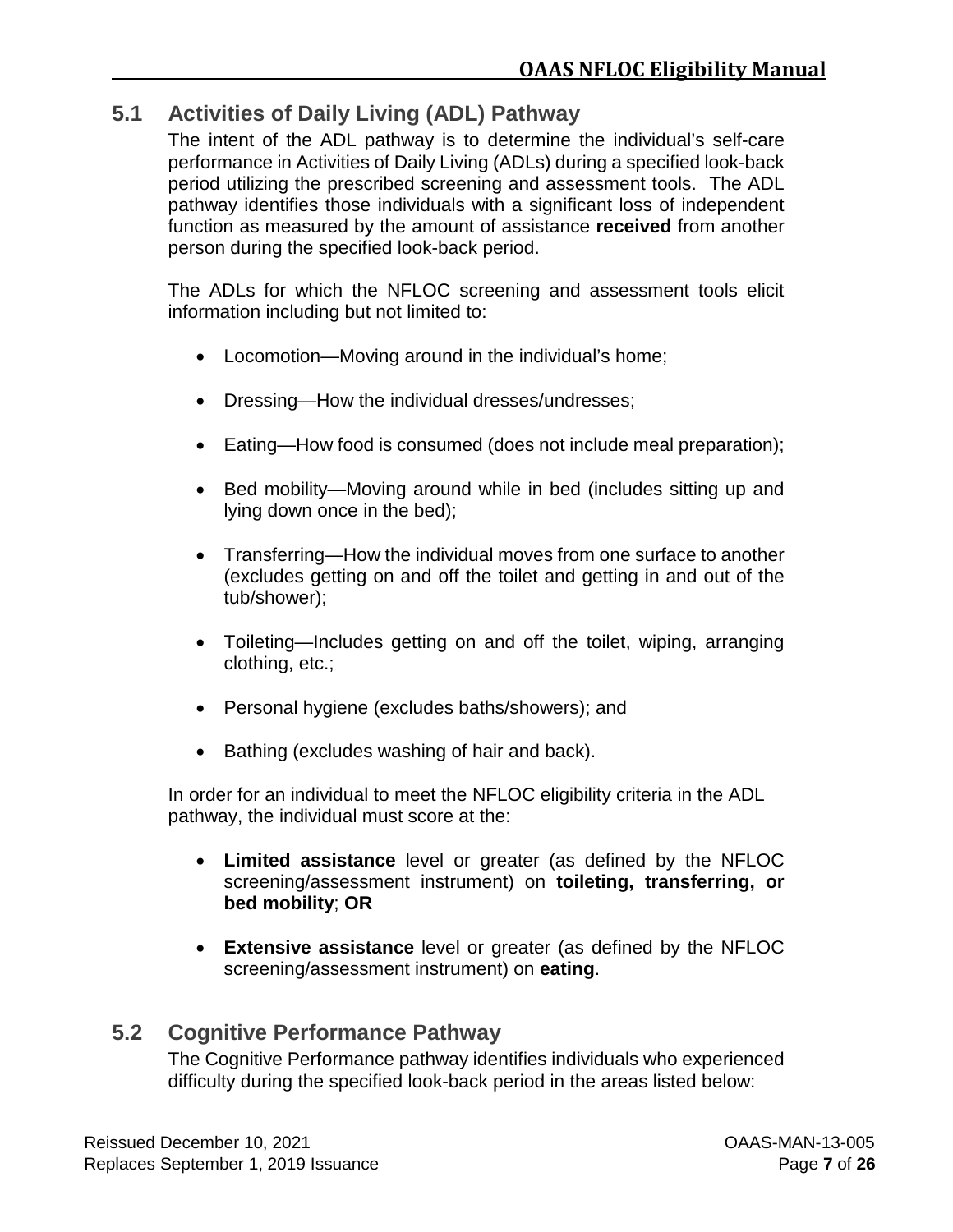## 5.1 Activities of Daily Living (ADL) Pathway

The intent of the ADL pathway is to determine the individual's self-care performance in Activities of Daily Living (ADLs) during a specified look-back period utilizing the prescribed screening and assessment tools. The ADL pathway identifies those individuals with a significant loss of independent function as measured by the amount of assistance **received** from another person during the specified look-back period.

The ADLs for which the NFLOC screening and assessment tools elicit information including but not limited to:

- Locomotion—Moving around in the individual's home;
- Dressing—How the individual dresses/undresses;
- Eating—How food is consumed (does not include meal preparation);
- Bed mobility—Moving around while in bed (includes sitting up and lying down once in the bed);
- Transferring—How the individual moves from one surface to another (excludes getting on and off the toilet and getting in and out of the tub/shower);
- Toileting—Includes getting on and off the toilet, wiping, arranging clothing, etc.;
- Personal hygiene (excludes baths/showers); and
- Bathing (excludes washing of hair and back).

In order for an individual to meet the NFLOC eligibility criteria in the ADL pathway, the individual must score at the:

- **Limited assistance** level or greater (as defined by the NFLOC screening/assessment instrument) on **toileting, transferring, or bed mobility**; **OR**
- **Extensive assistance** level or greater (as defined by the NFLOC screening/assessment instrument) on **eating**.

## 5.2 Cognitive Performance Pathway

The Cognitive Performance pathway identifies individuals who experienced difficulty during the specified look-back period in the areas listed below: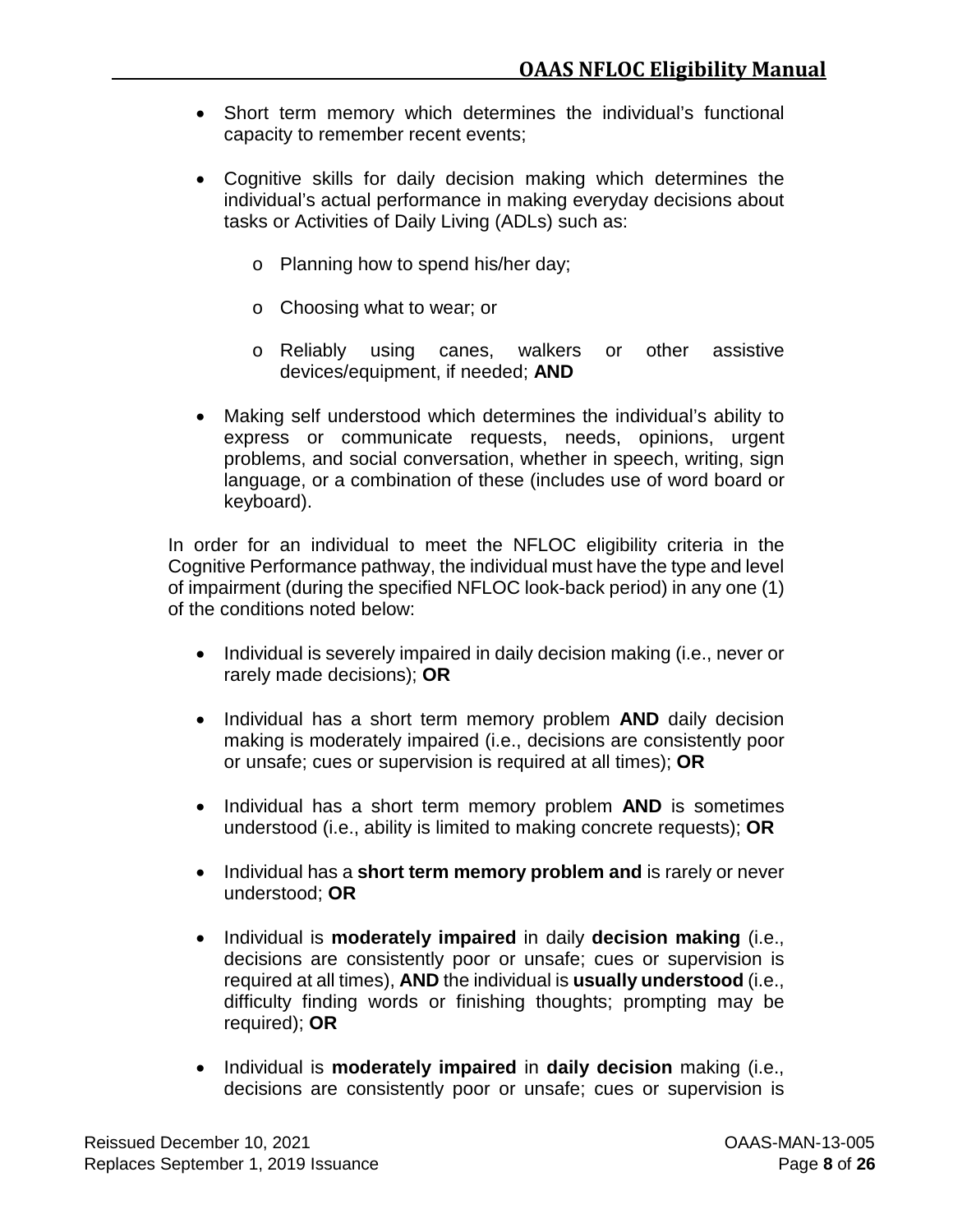- Short term memory which determines the individual's functional capacity to remember recent events;

- Cognitive skills for daily decision making which determines the individual's actual performance in making everyday decisions about tasks or Activities of Daily Living (ADLs) such as:

  - Planning how to spend his/her day;

  - Choosing what to wear; or

  - Reliably using canes, walkers or other assistive devices/equipment, if needed; **AND**

- Making self understood which determines the individual's ability to express or communicate requests, needs, opinions, urgent problems, and social conversation, whether in speech, writing, sign language, or a combination of these (includes use of word board or keyboard).

In order for an individual to meet the NFLOC eligibility criteria in the Cognitive Performance pathway, the individual must have the type and level of impairment (during the specified NFLOC look-back period) in any one (1) of the conditions noted below:

- Individual is severely impaired in daily decision making (i.e., never or rarely made decisions); **OR**

- Individual has a short term memory problem **AND** daily decision making is moderately impaired (i.e., decisions are consistently poor or unsafe; cues or supervision is required at all times); **OR**

- Individual has a short term memory problem **AND** is sometimes understood (i.e., ability is limited to making concrete requests); **OR**

- Individual has a **short term memory problem and** is rarely or never understood; **OR**

- Individual is **moderately impaired** in daily **decision making** (i.e., decisions are consistently poor or unsafe; cues or supervision is required at all times), **AND** the individual is **usually understood** (i.e., difficulty finding words or finishing thoughts; prompting may be required); **OR**

- Individual is **moderately impaired** in **daily decision** making (i.e., decisions are consistently poor or unsafe; cues or supervision is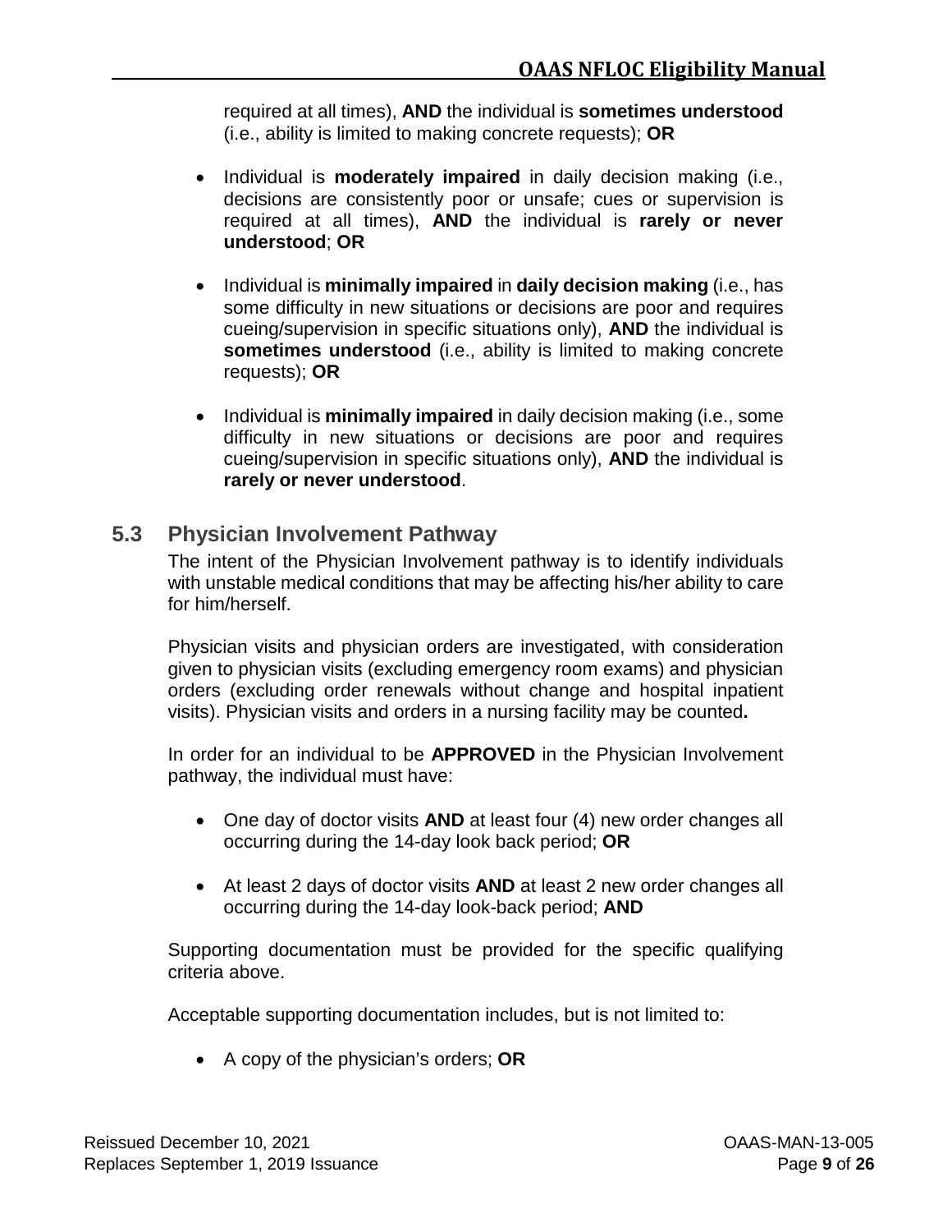required at all times), **AND** the individual is **sometimes understood** (i.e., ability is limited to making concrete requests); **OR**

- Individual is **moderately impaired** in daily decision making (i.e., decisions are consistently poor or unsafe; cues or supervision is required at all times), **AND** the individual is **rarely or never understood**; **OR**

- Individual is **minimally impaired** in **daily decision making** (i.e., has some difficulty in new situations or decisions are poor and requires cueing/supervision in specific situations only), **AND** the individual is **sometimes understood** (i.e., ability is limited to making concrete requests); **OR**

- Individual is **minimally impaired** in daily decision making (i.e., some difficulty in new situations or decisions are poor and requires cueing/supervision in specific situations only), **AND** the individual is **rarely or never understood**.

## 5.3 Physician Involvement Pathway

The intent of the Physician Involvement pathway is to identify individuals with unstable medical conditions that may be affecting his/her ability to care for him/herself.

Physician visits and physician orders are investigated, with consideration given to physician visits (excluding emergency room exams) and physician orders (excluding order renewals without change and hospital inpatient visits). Physician visits and orders in a nursing facility may be counted**.**

In order for an individual to be **APPROVED** in the Physician Involvement pathway, the individual must have:

- One day of doctor visits **AND** at least four (4) new order changes all occurring during the 14-day look back period; **OR**

- At least 2 days of doctor visits **AND** at least 2 new order changes all occurring during the 14-day look-back period; **AND**

Supporting documentation must be provided for the specific qualifying criteria above.

Acceptable supporting documentation includes, but is not limited to:

- A copy of the physician's orders; **OR**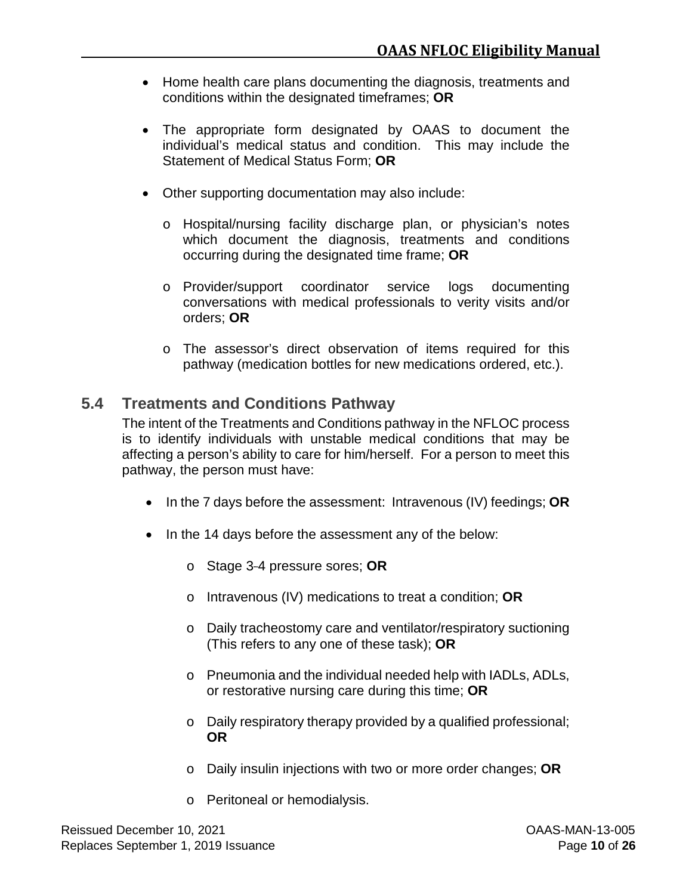- Home health care plans documenting the diagnosis, treatments and conditions within the designated timeframes; **OR**

- The appropriate form designated by OAAS to document the individual's medical status and condition. This may include the Statement of Medical Status Form; **OR**

- Other supporting documentation may also include:

  - Hospital/nursing facility discharge plan, or physician's notes which document the diagnosis, treatments and conditions occurring during the designated time frame; **OR**

  - Provider/support coordinator service logs documenting conversations with medical professionals to verity visits and/or orders; **OR**

  - The assessor's direct observation of items required for this pathway (medication bottles for new medications ordered, etc.).

## 5.4 Treatments and Conditions Pathway

The intent of the Treatments and Conditions pathway in the NFLOC process is to identify individuals with unstable medical conditions that may be affecting a person's ability to care for him/herself. For a person to meet this pathway, the person must have:

- In the 7 days before the assessment: Intravenous (IV) feedings; **OR**

- In the 14 days before the assessment any of the below:

  - Stage 3-4 pressure sores; **OR**

  - Intravenous (IV) medications to treat a condition; **OR**

  - Daily tracheostomy care and ventilator/respiratory suctioning (This refers to any one of these task); **OR**

  - Pneumonia and the individual needed help with IADLs, ADLs, or restorative nursing care during this time; **OR**

  - Daily respiratory therapy provided by a qualified professional; **OR**

  - Daily insulin injections with two or more order changes; **OR**

  - Peritoneal or hemodialysis.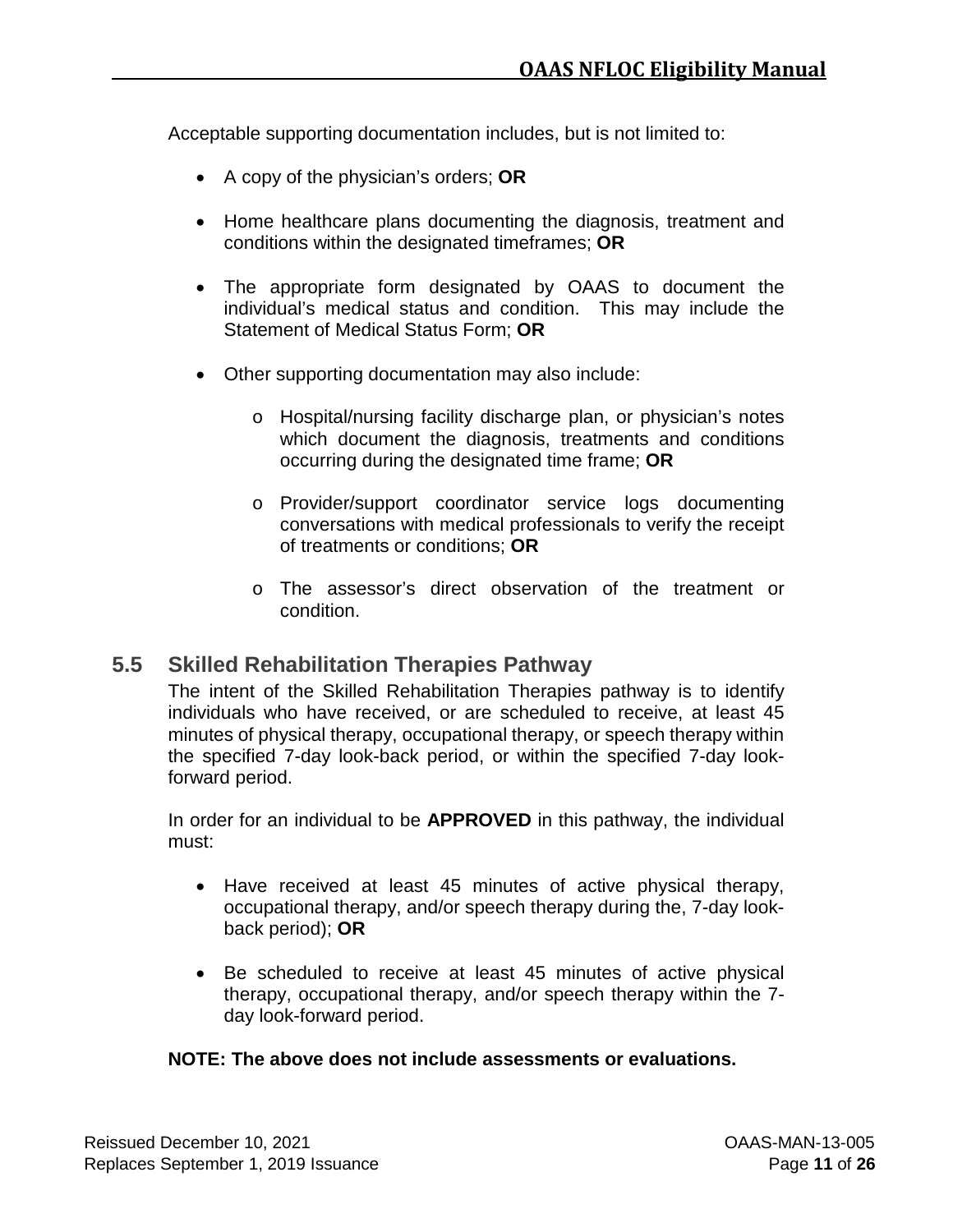Acceptable supporting documentation includes, but is not limited to:

- A copy of the physician's orders; **OR**

- Home healthcare plans documenting the diagnosis, treatment and conditions within the designated timeframes; **OR**

- The appropriate form designated by OAAS to document the individual's medical status and condition. This may include the Statement of Medical Status Form; **OR**

- Other supporting documentation may also include:

  - Hospital/nursing facility discharge plan, or physician's notes which document the diagnosis, treatments and conditions occurring during the designated time frame; **OR**

  - Provider/support coordinator service logs documenting conversations with medical professionals to verify the receipt of treatments or conditions; **OR**

  - The assessor's direct observation of the treatment or condition.

## 5.5 Skilled Rehabilitation Therapies Pathway

The intent of the Skilled Rehabilitation Therapies pathway is to identify individuals who have received, or are scheduled to receive, at least 45 minutes of physical therapy, occupational therapy, or speech therapy within the specified 7-day look-back period, or within the specified 7-day look-forward period.

In order for an individual to be **APPROVED** in this pathway, the individual must:

- Have received at least 45 minutes of active physical therapy, occupational therapy, and/or speech therapy during the, 7-day look-back period); **OR**

- Be scheduled to receive at least 45 minutes of active physical therapy, occupational therapy, and/or speech therapy within the 7-day look-forward period.

**NOTE: The above does not include assessments or evaluations.**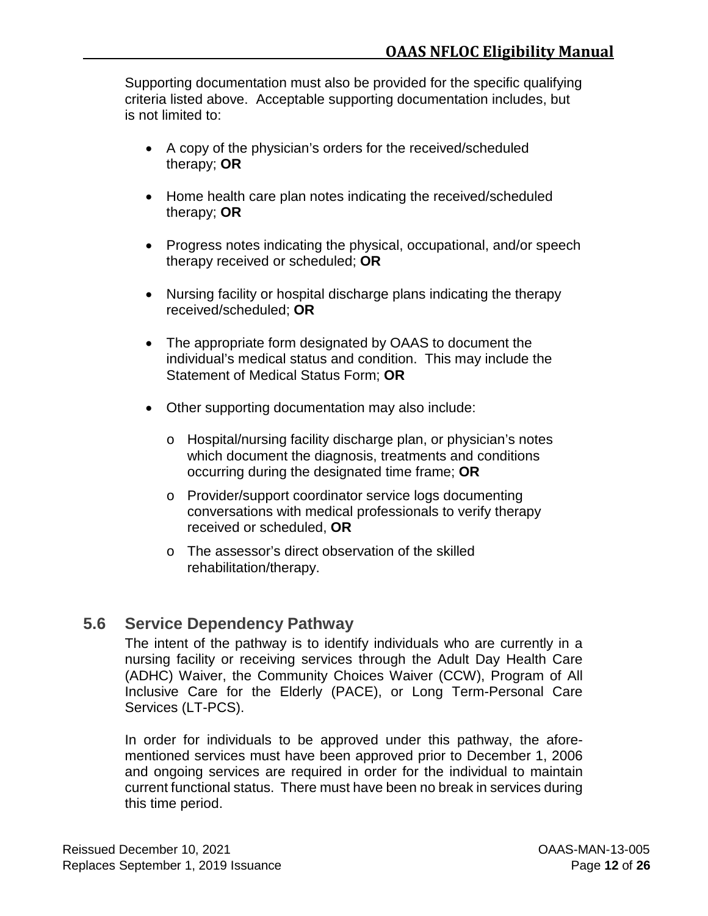Supporting documentation must also be provided for the specific qualifying criteria listed above. Acceptable supporting documentation includes, but is not limited to:

- A copy of the physician's orders for the received/scheduled therapy; **OR**
- Home health care plan notes indicating the received/scheduled therapy; **OR**
- Progress notes indicating the physical, occupational, and/or speech therapy received or scheduled; **OR**
- Nursing facility or hospital discharge plans indicating the therapy received/scheduled; **OR**
- The appropriate form designated by OAAS to document the individual's medical status and condition. This may include the Statement of Medical Status Form; **OR**
- Other supporting documentation may also include:
  - Hospital/nursing facility discharge plan, or physician's notes which document the diagnosis, treatments and conditions occurring during the designated time frame; **OR**
  - Provider/support coordinator service logs documenting conversations with medical professionals to verify therapy received or scheduled, **OR**
  - The assessor's direct observation of the skilled rehabilitation/therapy.

## 5.6 Service Dependency Pathway

The intent of the pathway is to identify individuals who are currently in a nursing facility or receiving services through the Adult Day Health Care (ADHC) Waiver, the Community Choices Waiver (CCW), Program of All Inclusive Care for the Elderly (PACE), or Long Term-Personal Care Services (LT-PCS).

In order for individuals to be approved under this pathway, the afore-mentioned services must have been approved prior to December 1, 2006 and ongoing services are required in order for the individual to maintain current functional status. There must have been no break in services during this time period.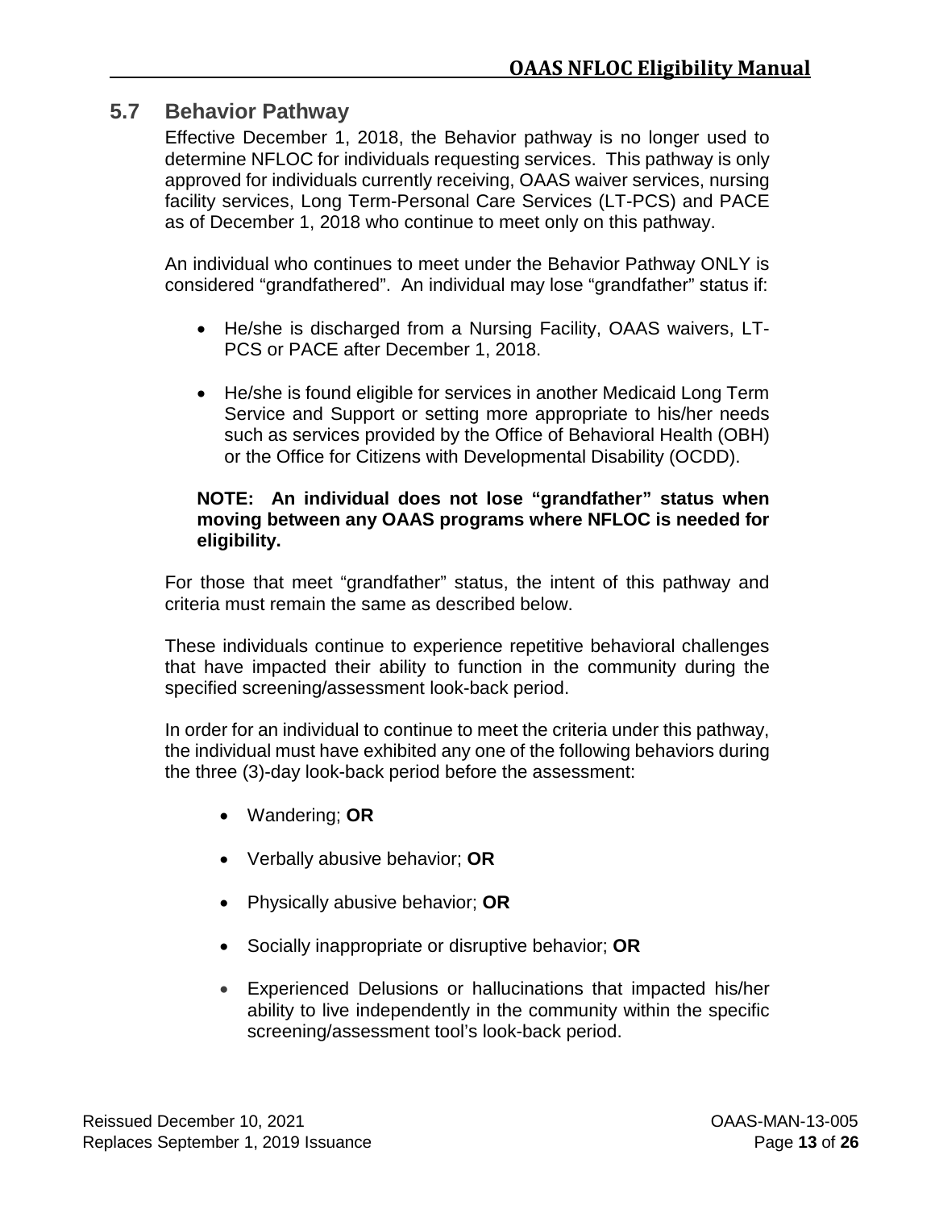## 5.7 Behavior Pathway

Effective December 1, 2018, the Behavior pathway is no longer used to determine NFLOC for individuals requesting services. This pathway is only approved for individuals currently receiving, OAAS waiver services, nursing facility services, Long Term-Personal Care Services (LT-PCS) and PACE as of December 1, 2018 who continue to meet only on this pathway.

An individual who continues to meet under the Behavior Pathway ONLY is considered "grandfathered". An individual may lose "grandfather" status if:

- He/she is discharged from a Nursing Facility, OAAS waivers, LT-PCS or PACE after December 1, 2018.
- He/she is found eligible for services in another Medicaid Long Term Service and Support or setting more appropriate to his/her needs such as services provided by the Office of Behavioral Health (OBH) or the Office for Citizens with Developmental Disability (OCDD).

**NOTE: An individual does not lose "grandfather" status when moving between any OAAS programs where NFLOC is needed for eligibility.**

For those that meet "grandfather" status, the intent of this pathway and criteria must remain the same as described below.

These individuals continue to experience repetitive behavioral challenges that have impacted their ability to function in the community during the specified screening/assessment look-back period.

In order for an individual to continue to meet the criteria under this pathway, the individual must have exhibited any one of the following behaviors during the three (3)-day look-back period before the assessment:

- Wandering; **OR**
- Verbally abusive behavior; **OR**
- Physically abusive behavior; **OR**
- Socially inappropriate or disruptive behavior; **OR**
- Experienced Delusions or hallucinations that impacted his/her ability to live independently in the community within the specific screening/assessment tool's look-back period.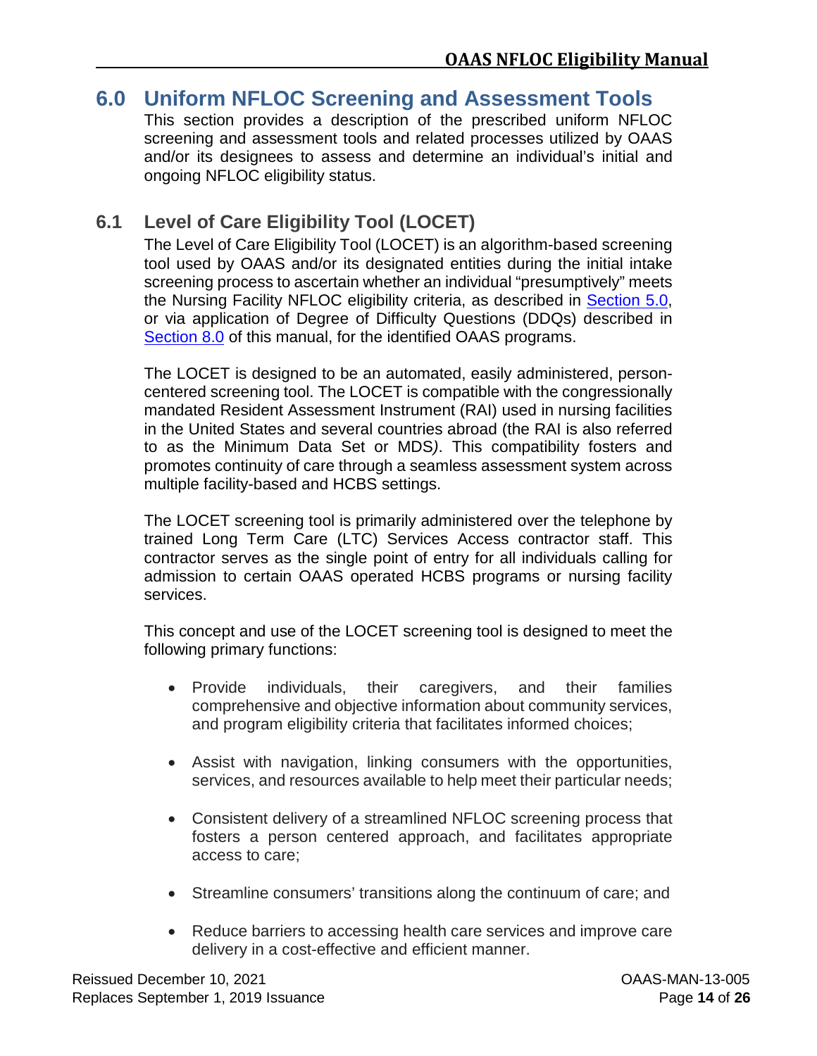# 6.0 Uniform NFLOC Screening and Assessment Tools

This section provides a description of the prescribed uniform NFLOC screening and assessment tools and related processes utilized by OAAS and/or its designees to assess and determine an individual's initial and ongoing NFLOC eligibility status.

## 6.1 Level of Care Eligibility Tool (LOCET)

The Level of Care Eligibility Tool (LOCET) is an algorithm-based screening tool used by OAAS and/or its designated entities during the initial intake screening process to ascertain whether an individual "presumptively" meets the Nursing Facility NFLOC eligibility criteria, as described in Section 5.0, or via application of Degree of Difficulty Questions (DDQs) described in Section 8.0 of this manual, for the identified OAAS programs.

The LOCET is designed to be an automated, easily administered, person-centered screening tool. The LOCET is compatible with the congressionally mandated Resident Assessment Instrument (RAI) used in nursing facilities in the United States and several countries abroad (the RAI is also referred to as the Minimum Data Set or MDS*)*. This compatibility fosters and promotes continuity of care through a seamless assessment system across multiple facility-based and HCBS settings.

The LOCET screening tool is primarily administered over the telephone by trained Long Term Care (LTC) Services Access contractor staff. This contractor serves as the single point of entry for all individuals calling for admission to certain OAAS operated HCBS programs or nursing facility services.

This concept and use of the LOCET screening tool is designed to meet the following primary functions:

- Provide individuals, their caregivers, and their families comprehensive and objective information about community services, and program eligibility criteria that facilitates informed choices;
- Assist with navigation, linking consumers with the opportunities, services, and resources available to help meet their particular needs;
- Consistent delivery of a streamlined NFLOC screening process that fosters a person centered approach, and facilitates appropriate access to care;
- Streamline consumers' transitions along the continuum of care; and
- Reduce barriers to accessing health care services and improve care delivery in a cost-effective and efficient manner.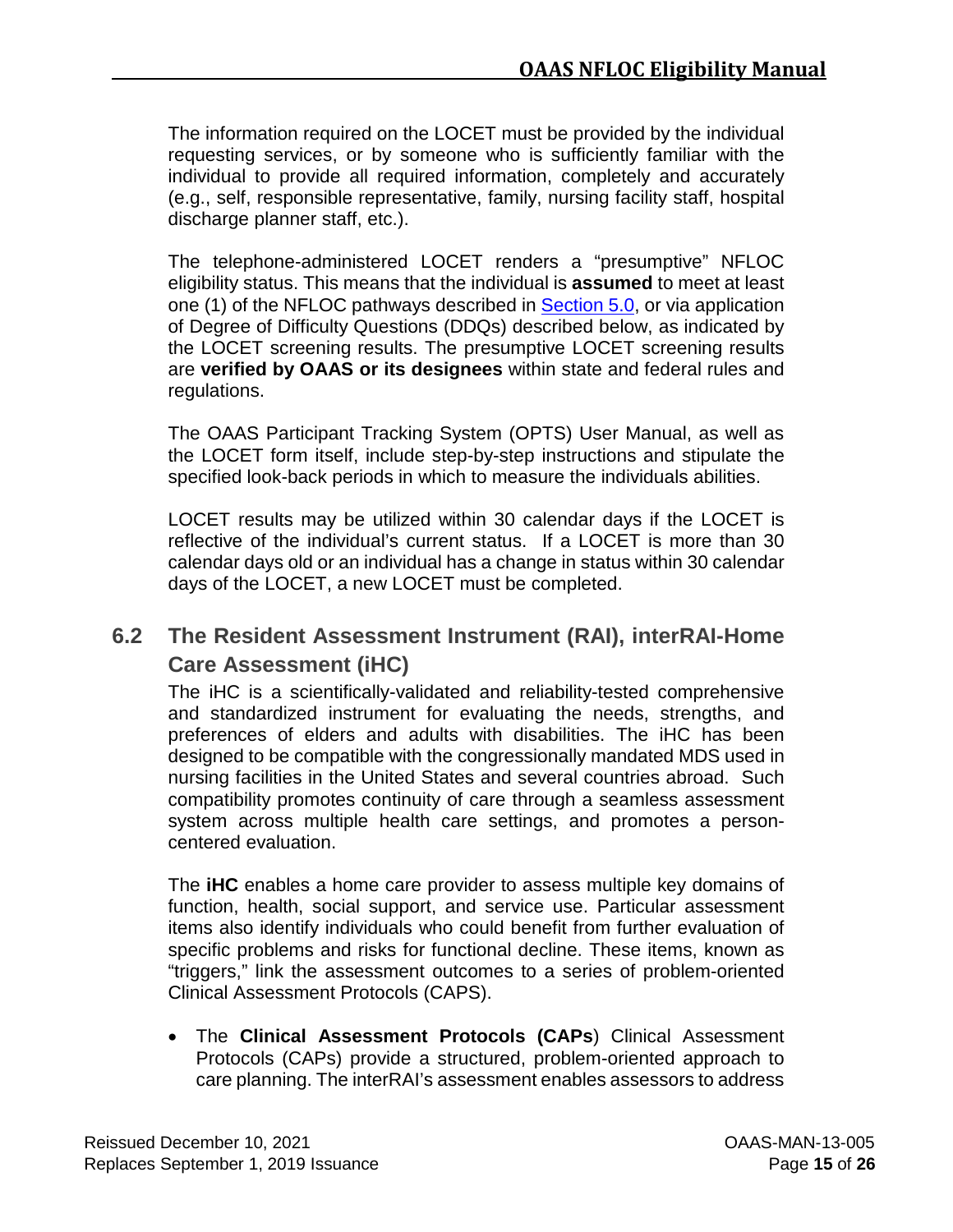The information required on the LOCET must be provided by the individual requesting services, or by someone who is sufficiently familiar with the individual to provide all required information, completely and accurately (e.g., self, responsible representative, family, nursing facility staff, hospital discharge planner staff, etc.).

The telephone-administered LOCET renders a "presumptive" NFLOC eligibility status. This means that the individual is **assumed** to meet at least one (1) of the NFLOC pathways described in Section 5.0, or via application of Degree of Difficulty Questions (DDQs) described below, as indicated by the LOCET screening results. The presumptive LOCET screening results are **verified by OAAS or its designees** within state and federal rules and regulations.

The OAAS Participant Tracking System (OPTS) User Manual, as well as the LOCET form itself, include step-by-step instructions and stipulate the specified look-back periods in which to measure the individuals abilities.

LOCET results may be utilized within 30 calendar days if the LOCET is reflective of the individual's current status. If a LOCET is more than 30 calendar days old or an individual has a change in status within 30 calendar days of the LOCET, a new LOCET must be completed.

## 6.2 The Resident Assessment Instrument (RAI), interRAI-Home Care Assessment (iHC)

The iHC is a scientifically-validated and reliability-tested comprehensive and standardized instrument for evaluating the needs, strengths, and preferences of elders and adults with disabilities. The iHC has been designed to be compatible with the congressionally mandated MDS used in nursing facilities in the United States and several countries abroad. Such compatibility promotes continuity of care through a seamless assessment system across multiple health care settings, and promotes a person-centered evaluation.

The **iHC** enables a home care provider to assess multiple key domains of function, health, social support, and service use. Particular assessment items also identify individuals who could benefit from further evaluation of specific problems and risks for functional decline. These items, known as "triggers," link the assessment outcomes to a series of problem-oriented Clinical Assessment Protocols (CAPS).

- The **Clinical Assessment Protocols (CAPs**) Clinical Assessment Protocols (CAPs) provide a structured, problem-oriented approach to care planning. The interRAI's assessment enables assessors to address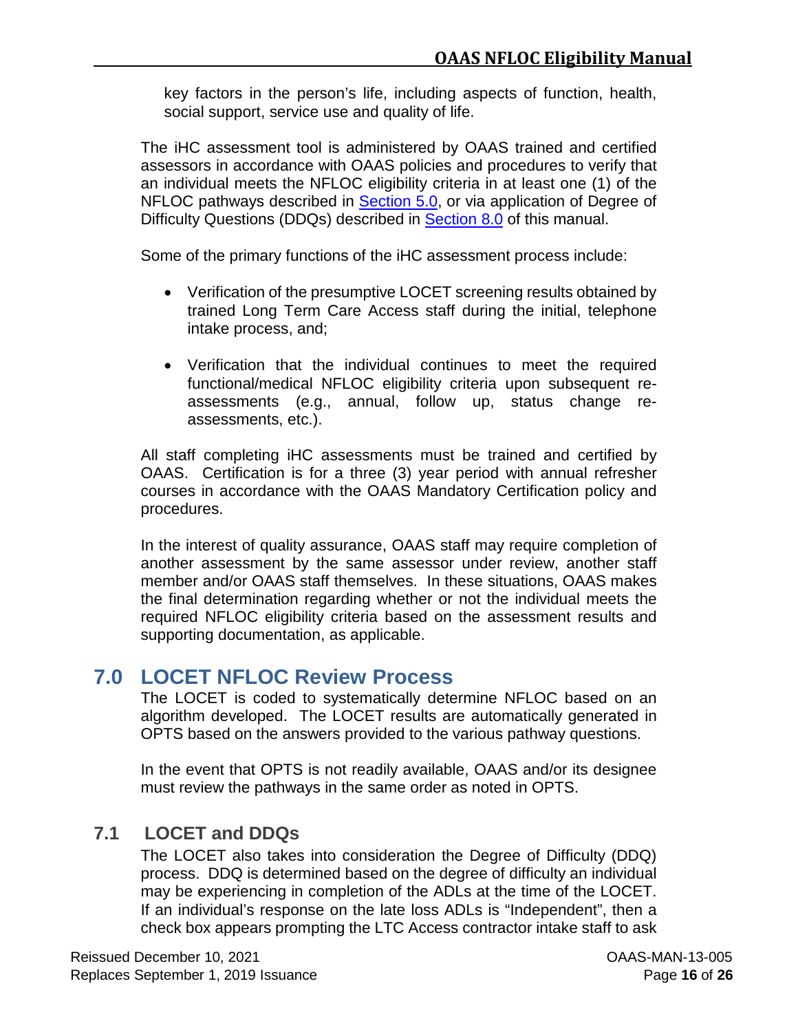key factors in the person's life, including aspects of function, health, social support, service use and quality of life.

The iHC assessment tool is administered by OAAS trained and certified assessors in accordance with OAAS policies and procedures to verify that an individual meets the NFLOC eligibility criteria in at least one (1) of the NFLOC pathways described in Section 5.0, or via application of Degree of Difficulty Questions (DDQs) described in Section 8.0 of this manual.

Some of the primary functions of the iHC assessment process include:

- Verification of the presumptive LOCET screening results obtained by trained Long Term Care Access staff during the initial, telephone intake process, and;
- Verification that the individual continues to meet the required functional/medical NFLOC eligibility criteria upon subsequent re-assessments (e.g., annual, follow up, status change re-assessments, etc.).

All staff completing iHC assessments must be trained and certified by OAAS. Certification is for a three (3) year period with annual refresher courses in accordance with the OAAS Mandatory Certification policy and procedures.

In the interest of quality assurance, OAAS staff may require completion of another assessment by the same assessor under review, another staff member and/or OAAS staff themselves. In these situations, OAAS makes the final determination regarding whether or not the individual meets the required NFLOC eligibility criteria based on the assessment results and supporting documentation, as applicable.

# 7.0 LOCET NFLOC Review Process

The LOCET is coded to systematically determine NFLOC based on an algorithm developed. The LOCET results are automatically generated in OPTS based on the answers provided to the various pathway questions.

In the event that OPTS is not readily available, OAAS and/or its designee must review the pathways in the same order as noted in OPTS.

## 7.1 LOCET and DDQs

The LOCET also takes into consideration the Degree of Difficulty (DDQ) process. DDQ is determined based on the degree of difficulty an individual may be experiencing in completion of the ADLs at the time of the LOCET. If an individual's response on the late loss ADLs is "Independent", then a check box appears prompting the LTC Access contractor intake staff to ask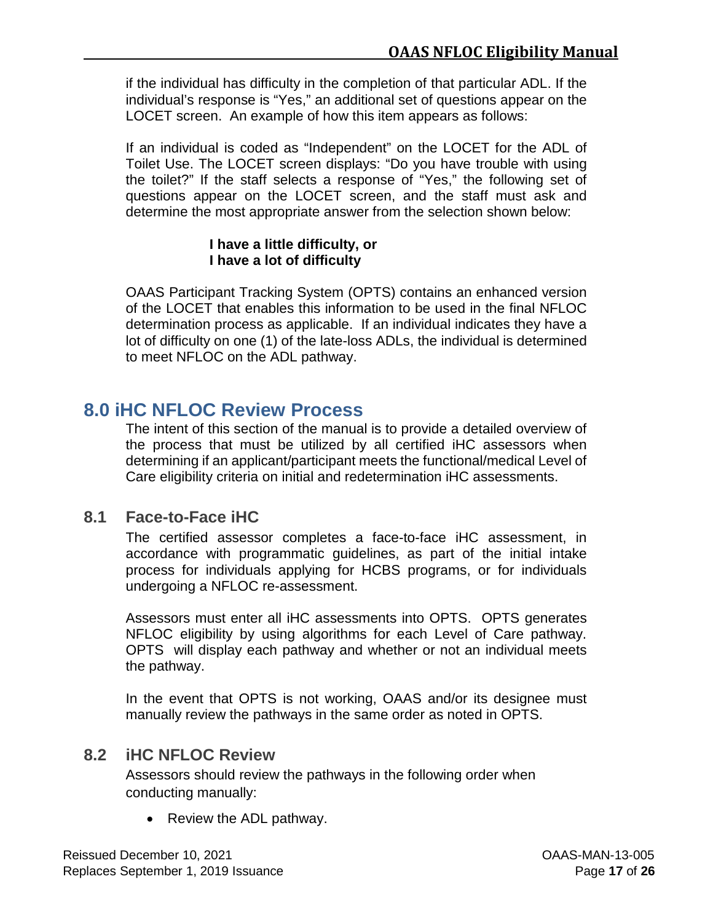if the individual has difficulty in the completion of that particular ADL. If the individual's response is "Yes," an additional set of questions appear on the LOCET screen. An example of how this item appears as follows:

If an individual is coded as "Independent" on the LOCET for the ADL of Toilet Use. The LOCET screen displays: "Do you have trouble with using the toilet?" If the staff selects a response of "Yes," the following set of questions appear on the LOCET screen, and the staff must ask and determine the most appropriate answer from the selection shown below:

> **I have a little difficulty, or**
> **I have a lot of difficulty**

OAAS Participant Tracking System (OPTS) contains an enhanced version of the LOCET that enables this information to be used in the final NFLOC determination process as applicable. If an individual indicates they have a lot of difficulty on one (1) of the late-loss ADLs, the individual is determined to meet NFLOC on the ADL pathway.

# 8.0 iHC NFLOC Review Process

The intent of this section of the manual is to provide a detailed overview of the process that must be utilized by all certified iHC assessors when determining if an applicant/participant meets the functional/medical Level of Care eligibility criteria on initial and redetermination iHC assessments.

## 8.1 Face-to-Face iHC

The certified assessor completes a face-to-face iHC assessment, in accordance with programmatic guidelines, as part of the initial intake process for individuals applying for HCBS programs, or for individuals undergoing a NFLOC re-assessment.

Assessors must enter all iHC assessments into OPTS. OPTS generates NFLOC eligibility by using algorithms for each Level of Care pathway. OPTS will display each pathway and whether or not an individual meets the pathway.

In the event that OPTS is not working, OAAS and/or its designee must manually review the pathways in the same order as noted in OPTS.

## 8.2 iHC NFLOC Review

Assessors should review the pathways in the following order when conducting manually:

- Review the ADL pathway.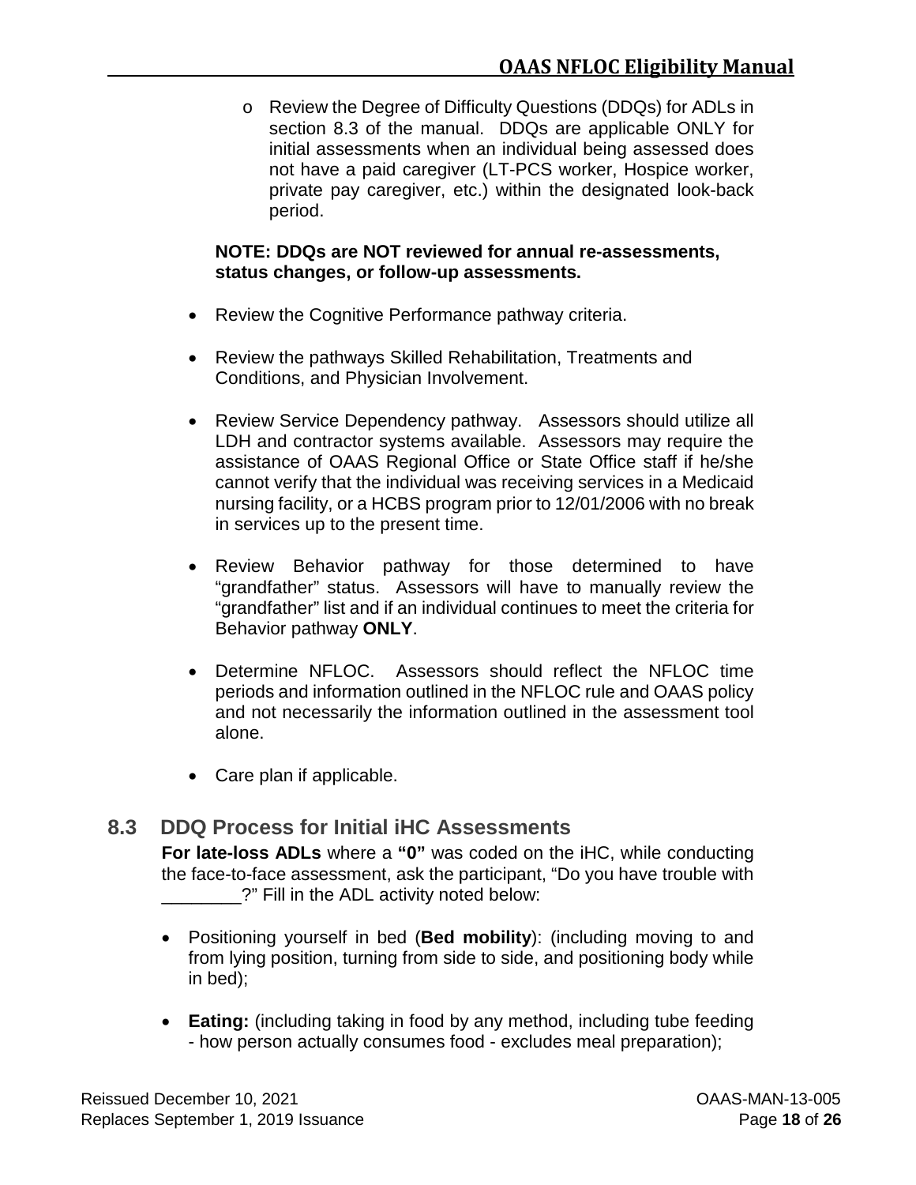- Review the Degree of Difficulty Questions (DDQs) for ADLs in section 8.3 of the manual. DDQs are applicable ONLY for initial assessments when an individual being assessed does not have a paid caregiver (LT-PCS worker, Hospice worker, private pay caregiver, etc.) within the designated look-back period.

**NOTE: DDQs are NOT reviewed for annual re-assessments, status changes, or follow-up assessments.**

- Review the Cognitive Performance pathway criteria.
- Review the pathways Skilled Rehabilitation, Treatments and Conditions, and Physician Involvement.
- Review Service Dependency pathway. Assessors should utilize all LDH and contractor systems available. Assessors may require the assistance of OAAS Regional Office or State Office staff if he/she cannot verify that the individual was receiving services in a Medicaid nursing facility, or a HCBS program prior to 12/01/2006 with no break in services up to the present time.
- Review Behavior pathway for those determined to have "grandfather" status. Assessors will have to manually review the "grandfather" list and if an individual continues to meet the criteria for Behavior pathway **ONLY**.
- Determine NFLOC. Assessors should reflect the NFLOC time periods and information outlined in the NFLOC rule and OAAS policy and not necessarily the information outlined in the assessment tool alone.
- Care plan if applicable.

## 8.3 DDQ Process for Initial iHC Assessments

**For late-loss ADLs** where a **"0"** was coded on the iHC, while conducting the face-to-face assessment, ask the participant, "Do you have trouble with ________?" Fill in the ADL activity noted below:

- Positioning yourself in bed (**Bed mobility**): (including moving to and from lying position, turning from side to side, and positioning body while in bed);
- **Eating:** (including taking in food by any method, including tube feeding - how person actually consumes food - excludes meal preparation);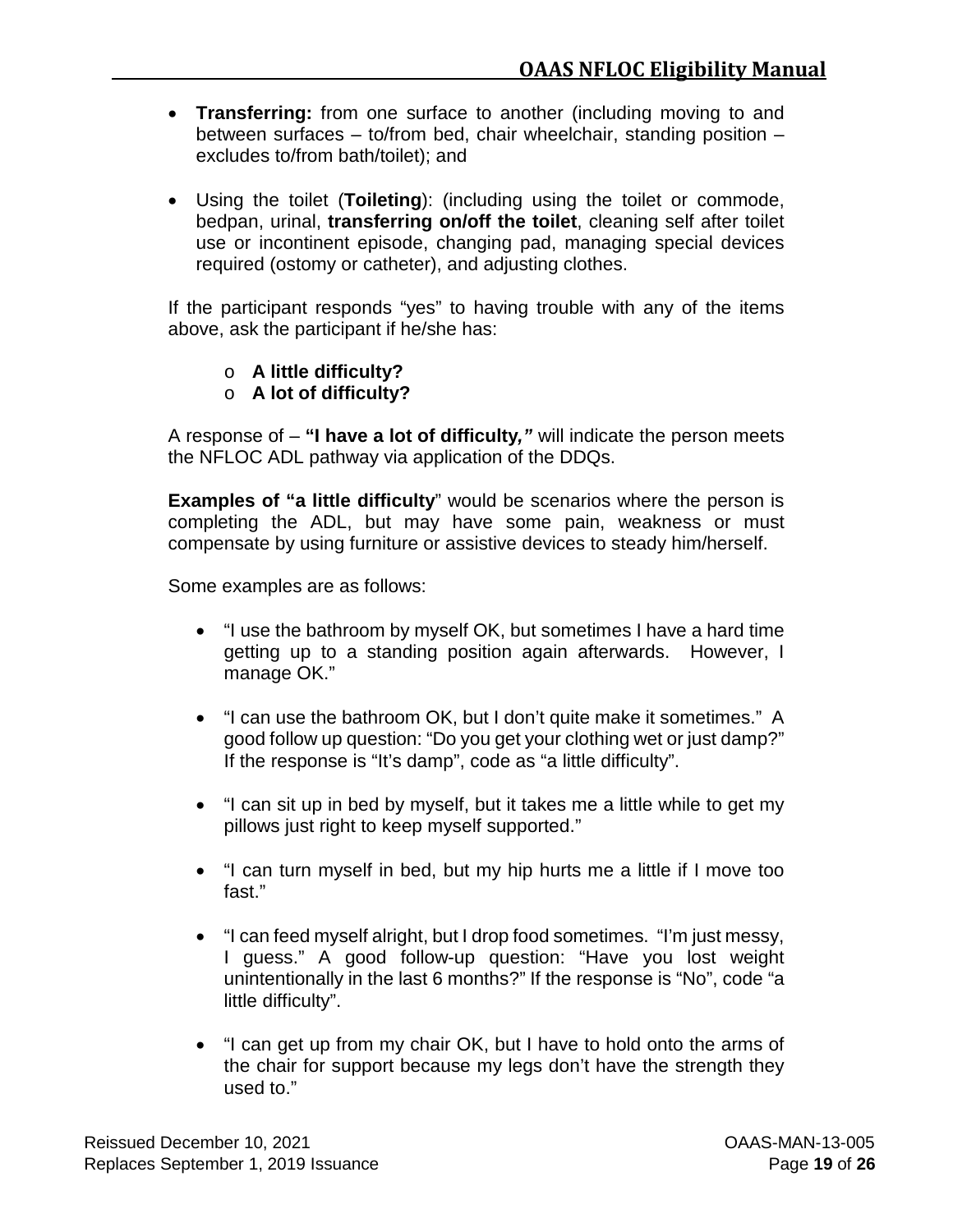- **Transferring:** from one surface to another (including moving to and between surfaces – to/from bed, chair wheelchair, standing position – excludes to/from bath/toilet); and

- Using the toilet (**Toileting**): (including using the toilet or commode, bedpan, urinal, **transferring on/off the toilet**, cleaning self after toilet use or incontinent episode, changing pad, managing special devices required (ostomy or catheter), and adjusting clothes.

If the participant responds "yes" to having trouble with any of the items above, ask the participant if he/she has:

- o **A little difficulty?**
- o **A lot of difficulty?**

A response of – **"I have a lot of difficulty,"** will indicate the person meets the NFLOC ADL pathway via application of the DDQs.

**Examples of "a little difficulty**" would be scenarios where the person is completing the ADL, but may have some pain, weakness or must compensate by using furniture or assistive devices to steady him/herself.

Some examples are as follows:

- "I use the bathroom by myself OK, but sometimes I have a hard time getting up to a standing position again afterwards. However, I manage OK."

- "I can use the bathroom OK, but I don't quite make it sometimes." A good follow up question: "Do you get your clothing wet or just damp?" If the response is "It's damp", code as "a little difficulty".

- "I can sit up in bed by myself, but it takes me a little while to get my pillows just right to keep myself supported."

- "I can turn myself in bed, but my hip hurts me a little if I move too fast."

- "I can feed myself alright, but I drop food sometimes. "I'm just messy, I guess." A good follow-up question: "Have you lost weight unintentionally in the last 6 months?" If the response is "No", code "a little difficulty".

- "I can get up from my chair OK, but I have to hold onto the arms of the chair for support because my legs don't have the strength they used to."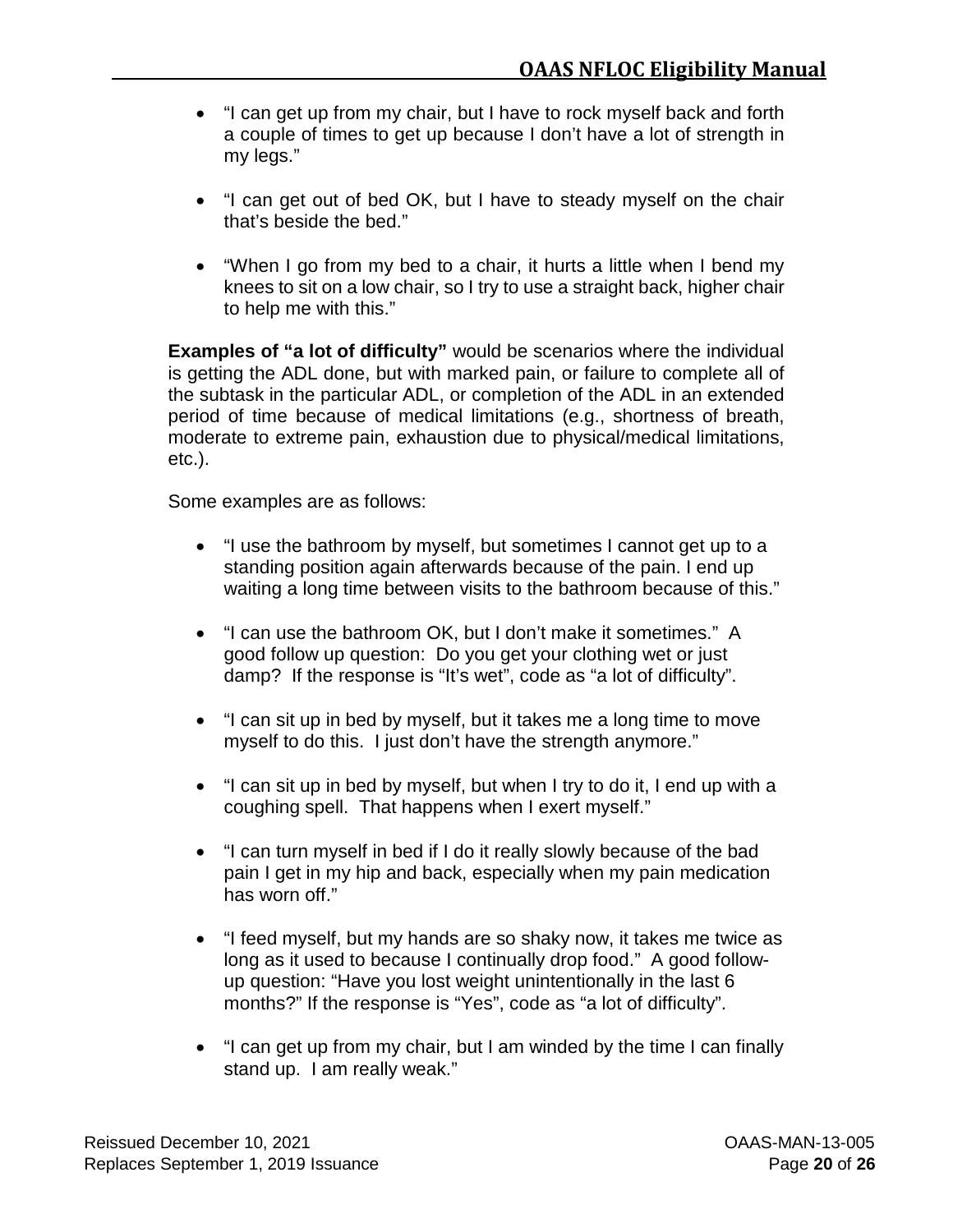- "I can get up from my chair, but I have to rock myself back and forth a couple of times to get up because I don't have a lot of strength in my legs."

- "I can get out of bed OK, but I have to steady myself on the chair that's beside the bed."

- "When I go from my bed to a chair, it hurts a little when I bend my knees to sit on a low chair, so I try to use a straight back, higher chair to help me with this."

**Examples of "a lot of difficulty"** would be scenarios where the individual is getting the ADL done, but with marked pain, or failure to complete all of the subtask in the particular ADL, or completion of the ADL in an extended period of time because of medical limitations (e.g., shortness of breath, moderate to extreme pain, exhaustion due to physical/medical limitations, etc.).

Some examples are as follows:

- "I use the bathroom by myself, but sometimes I cannot get up to a standing position again afterwards because of the pain. I end up waiting a long time between visits to the bathroom because of this."

- "I can use the bathroom OK, but I don't make it sometimes." A good follow up question: Do you get your clothing wet or just damp? If the response is "It's wet", code as "a lot of difficulty".

- "I can sit up in bed by myself, but it takes me a long time to move myself to do this. I just don't have the strength anymore."

- "I can sit up in bed by myself, but when I try to do it, I end up with a coughing spell. That happens when I exert myself."

- "I can turn myself in bed if I do it really slowly because of the bad pain I get in my hip and back, especially when my pain medication has worn off."

- "I feed myself, but my hands are so shaky now, it takes me twice as long as it used to because I continually drop food." A good follow-up question: "Have you lost weight unintentionally in the last 6 months?" If the response is "Yes", code as "a lot of difficulty".

- "I can get up from my chair, but I am winded by the time I can finally stand up. I am really weak."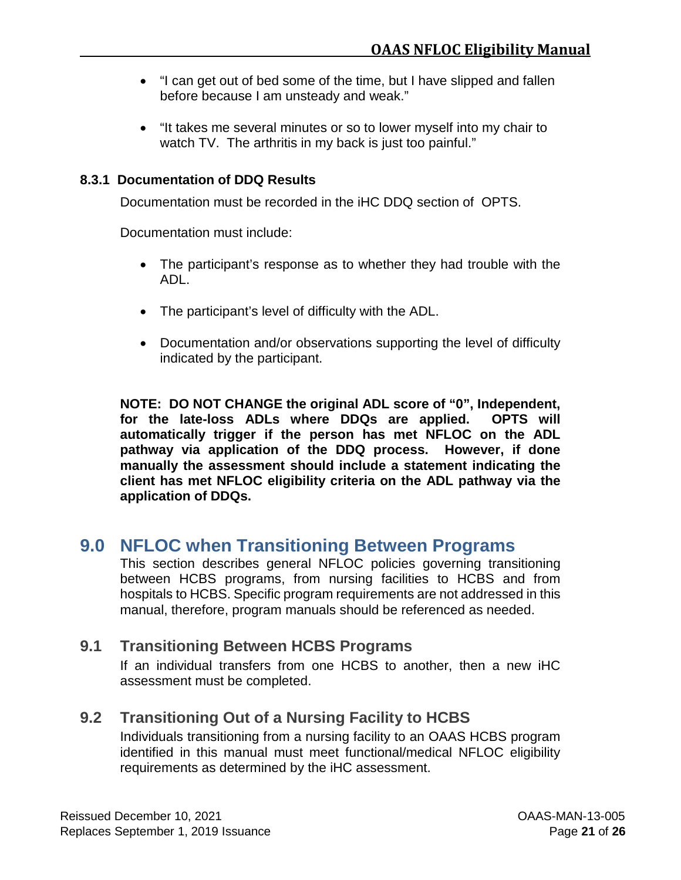- "I can get out of bed some of the time, but I have slipped and fallen before because I am unsteady and weak."
- "It takes me several minutes or so to lower myself into my chair to watch TV. The arthritis in my back is just too painful."

#### 8.3.1 Documentation of DDQ Results

Documentation must be recorded in the iHC DDQ section of OPTS.

Documentation must include:

- The participant's response as to whether they had trouble with the ADL.
- The participant's level of difficulty with the ADL.
- Documentation and/or observations supporting the level of difficulty indicated by the participant.

**NOTE: DO NOT CHANGE the original ADL score of "0", Independent, for the late-loss ADLs where DDQs are applied. OPTS will automatically trigger if the person has met NFLOC on the ADL pathway via application of the DDQ process. However, if done manually the assessment should include a statement indicating the client has met NFLOC eligibility criteria on the ADL pathway via the application of DDQs.**

# 9.0 NFLOC when Transitioning Between Programs

This section describes general NFLOC policies governing transitioning between HCBS programs, from nursing facilities to HCBS and from hospitals to HCBS. Specific program requirements are not addressed in this manual, therefore, program manuals should be referenced as needed.

## 9.1 Transitioning Between HCBS Programs

If an individual transfers from one HCBS to another, then a new iHC assessment must be completed.

## 9.2 Transitioning Out of a Nursing Facility to HCBS

Individuals transitioning from a nursing facility to an OAAS HCBS program identified in this manual must meet functional/medical NFLOC eligibility requirements as determined by the iHC assessment.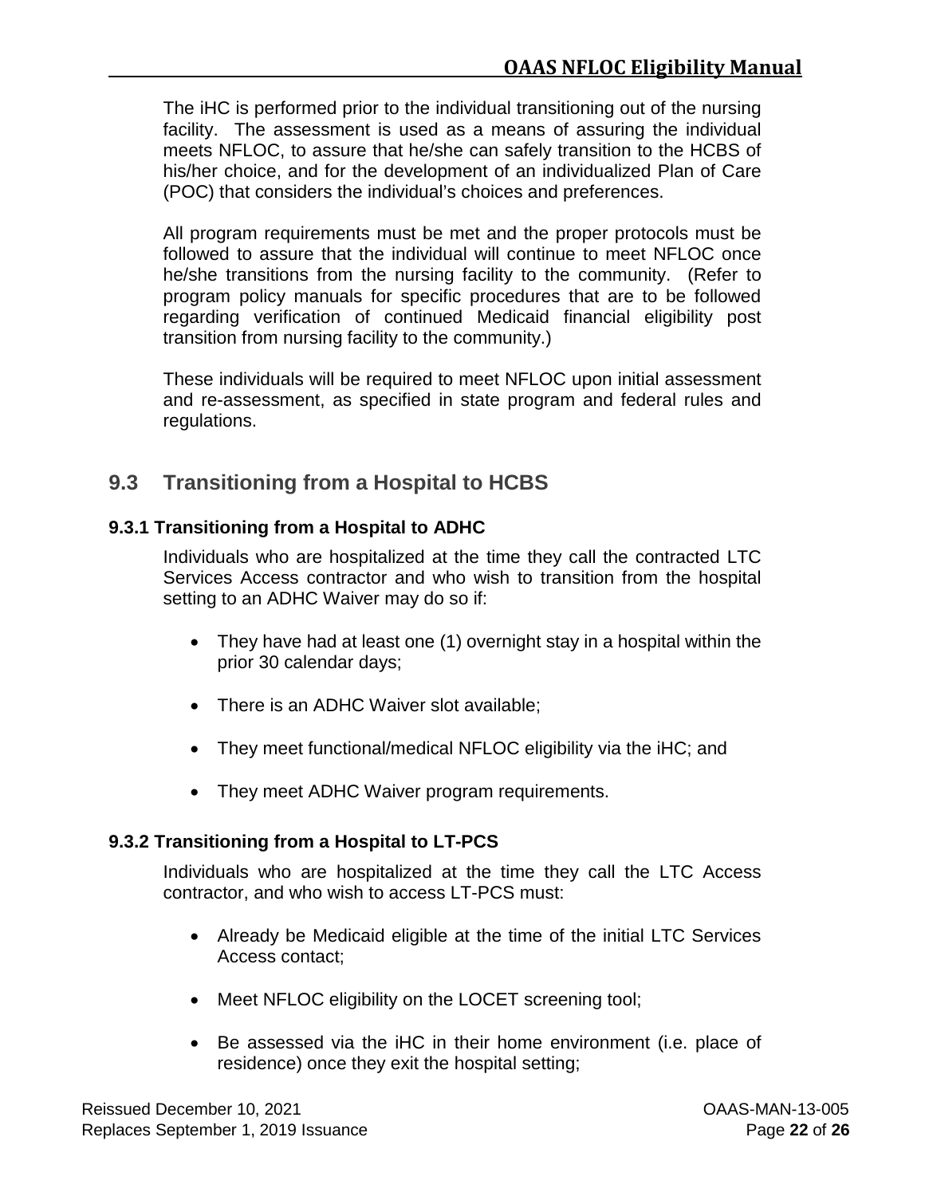The iHC is performed prior to the individual transitioning out of the nursing facility. The assessment is used as a means of assuring the individual meets NFLOC, to assure that he/she can safely transition to the HCBS of his/her choice, and for the development of an individualized Plan of Care (POC) that considers the individual's choices and preferences.

All program requirements must be met and the proper protocols must be followed to assure that the individual will continue to meet NFLOC once he/she transitions from the nursing facility to the community. (Refer to program policy manuals for specific procedures that are to be followed regarding verification of continued Medicaid financial eligibility post transition from nursing facility to the community.)

These individuals will be required to meet NFLOC upon initial assessment and re-assessment, as specified in state program and federal rules and regulations.

## 9.3 Transitioning from a Hospital to HCBS

### 9.3.1 Transitioning from a Hospital to ADHC

Individuals who are hospitalized at the time they call the contracted LTC Services Access contractor and who wish to transition from the hospital setting to an ADHC Waiver may do so if:

- They have had at least one (1) overnight stay in a hospital within the prior 30 calendar days;
- There is an ADHC Waiver slot available;
- They meet functional/medical NFLOC eligibility via the iHC; and
- They meet ADHC Waiver program requirements.

### 9.3.2 Transitioning from a Hospital to LT-PCS

Individuals who are hospitalized at the time they call the LTC Access contractor, and who wish to access LT-PCS must:

- Already be Medicaid eligible at the time of the initial LTC Services Access contact;
- Meet NFLOC eligibility on the LOCET screening tool;
- Be assessed via the iHC in their home environment (i.e. place of residence) once they exit the hospital setting;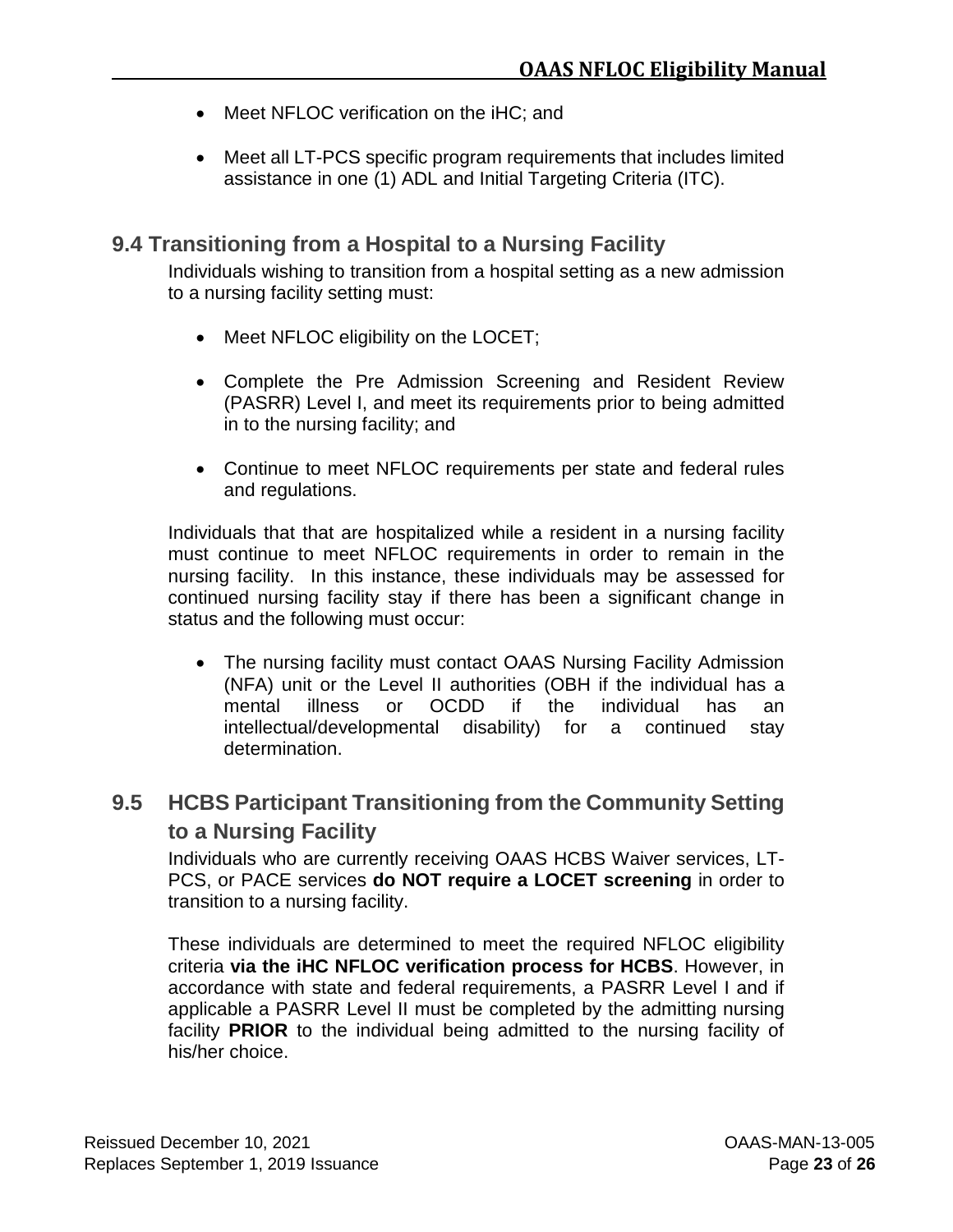- Meet NFLOC verification on the iHC; and
- Meet all LT-PCS specific program requirements that includes limited assistance in one (1) ADL and Initial Targeting Criteria (ITC).

## 9.4 Transitioning from a Hospital to a Nursing Facility

Individuals wishing to transition from a hospital setting as a new admission to a nursing facility setting must:

- Meet NFLOC eligibility on the LOCET;
- Complete the Pre Admission Screening and Resident Review (PASRR) Level I, and meet its requirements prior to being admitted in to the nursing facility; and
- Continue to meet NFLOC requirements per state and federal rules and regulations.

Individuals that that are hospitalized while a resident in a nursing facility must continue to meet NFLOC requirements in order to remain in the nursing facility. In this instance, these individuals may be assessed for continued nursing facility stay if there has been a significant change in status and the following must occur:

- The nursing facility must contact OAAS Nursing Facility Admission (NFA) unit or the Level II authorities (OBH if the individual has a mental illness or OCDD if the individual has an intellectual/developmental disability) for a continued stay determination.

## 9.5 HCBS Participant Transitioning from the Community Setting to a Nursing Facility

Individuals who are currently receiving OAAS HCBS Waiver services, LT-PCS, or PACE services **do NOT require a LOCET screening** in order to transition to a nursing facility.

These individuals are determined to meet the required NFLOC eligibility criteria **via the iHC NFLOC verification process for HCBS**. However, in accordance with state and federal requirements, a PASRR Level I and if applicable a PASRR Level II must be completed by the admitting nursing facility **PRIOR** to the individual being admitted to the nursing facility of his/her choice.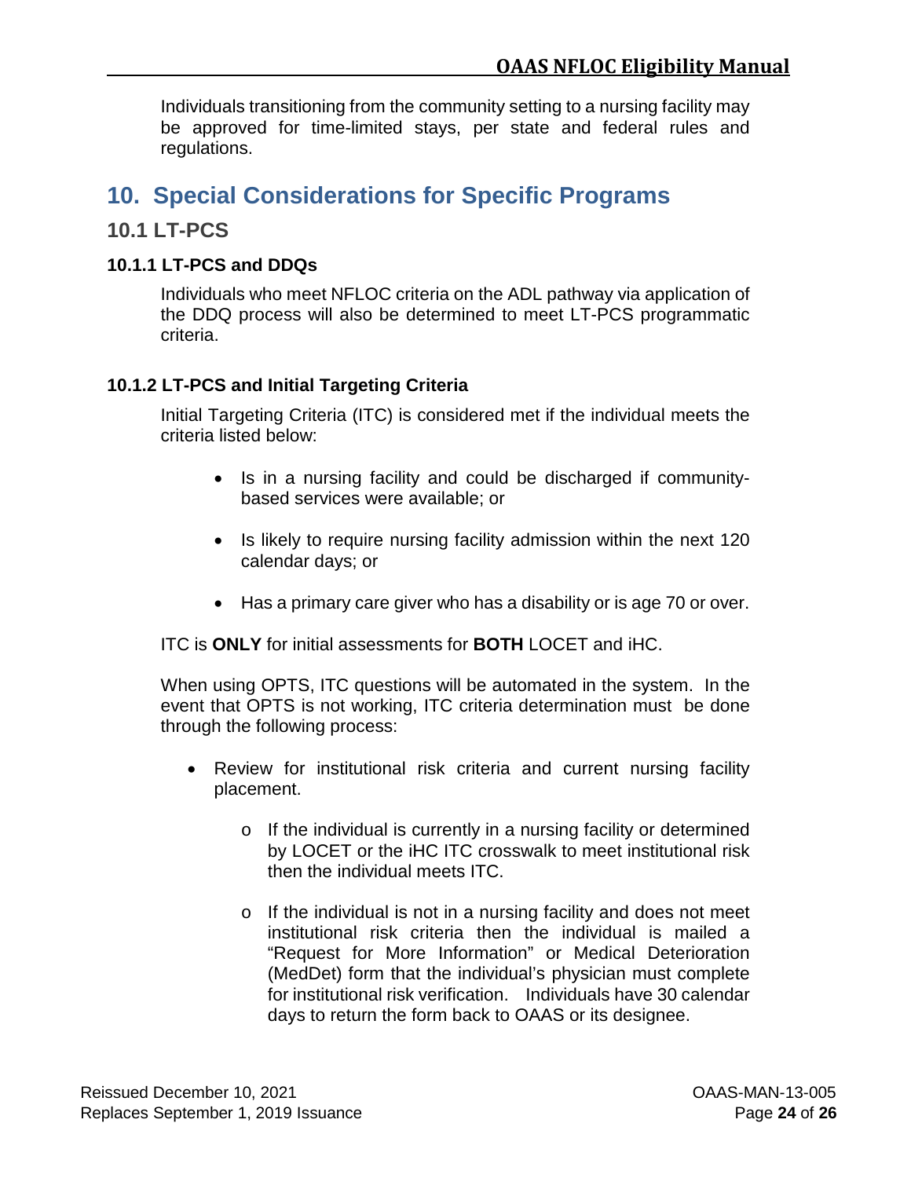Individuals transitioning from the community setting to a nursing facility may be approved for time-limited stays, per state and federal rules and regulations.

# 10. Special Considerations for Specific Programs

## 10.1 LT-PCS

### 10.1.1 LT-PCS and DDQs

Individuals who meet NFLOC criteria on the ADL pathway via application of the DDQ process will also be determined to meet LT-PCS programmatic criteria.

### 10.1.2 LT-PCS and Initial Targeting Criteria

Initial Targeting Criteria (ITC) is considered met if the individual meets the criteria listed below:

- Is in a nursing facility and could be discharged if community-based services were available; or
- Is likely to require nursing facility admission within the next 120 calendar days; or
- Has a primary care giver who has a disability or is age 70 or over.

ITC is **ONLY** for initial assessments for **BOTH** LOCET and iHC.

When using OPTS, ITC questions will be automated in the system. In the event that OPTS is not working, ITC criteria determination must be done through the following process:

- Review for institutional risk criteria and current nursing facility placement.
  - If the individual is currently in a nursing facility or determined by LOCET or the iHC ITC crosswalk to meet institutional risk then the individual meets ITC.
  - If the individual is not in a nursing facility and does not meet institutional risk criteria then the individual is mailed a "Request for More Information" or Medical Deterioration (MedDet) form that the individual's physician must complete for institutional risk verification. Individuals have 30 calendar days to return the form back to OAAS or its designee.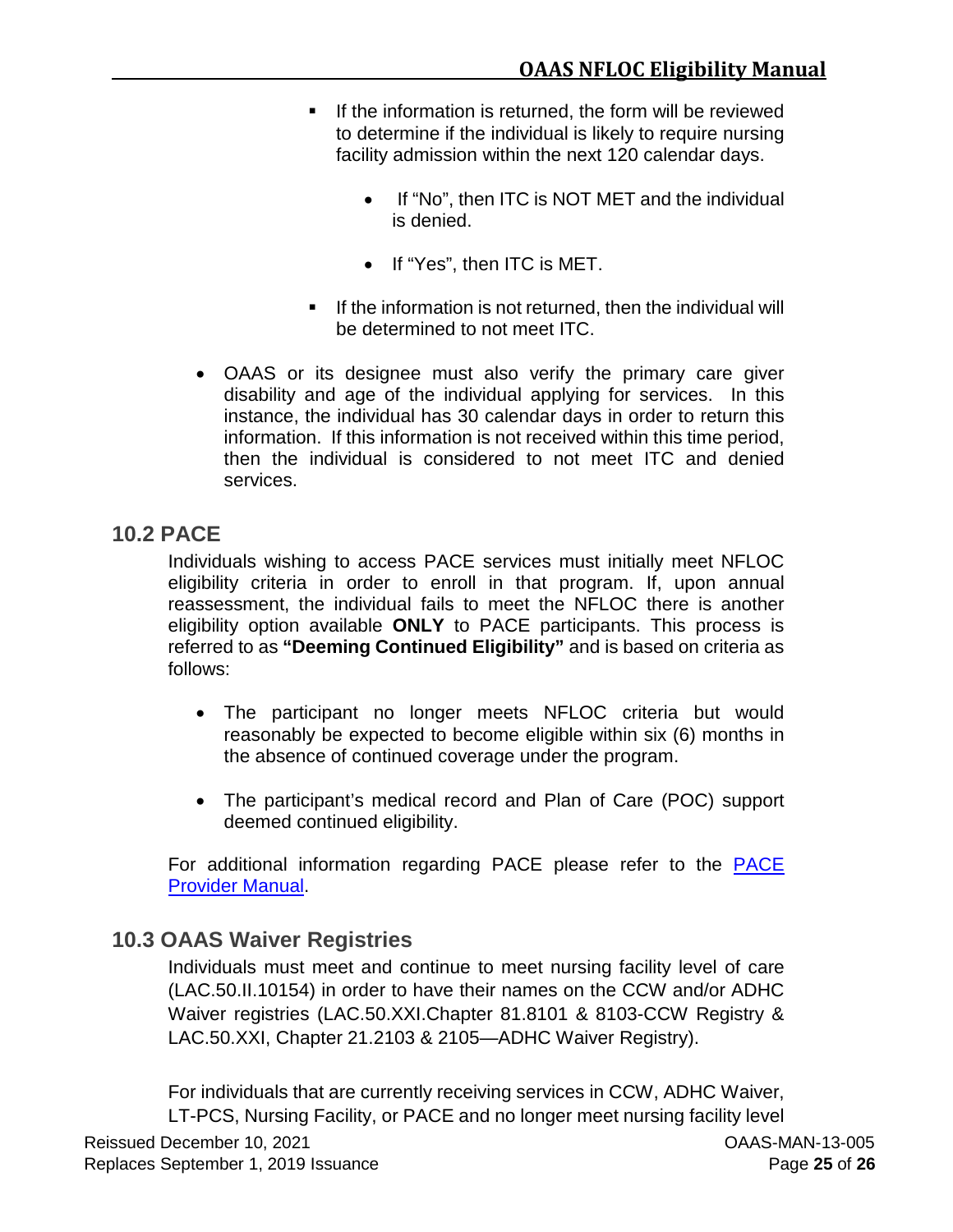- If the information is returned, the form will be reviewed to determine if the individual is likely to require nursing facility admission within the next 120 calendar days.
  - If "No", then ITC is NOT MET and the individual is denied.
  - If "Yes", then ITC is MET.
- If the information is not returned, then the individual will be determined to not meet ITC.

- OAAS or its designee must also verify the primary care giver disability and age of the individual applying for services. In this instance, the individual has 30 calendar days in order to return this information. If this information is not received within this time period, then the individual is considered to not meet ITC and denied services.

## 10.2 PACE

Individuals wishing to access PACE services must initially meet NFLOC eligibility criteria in order to enroll in that program. If, upon annual reassessment, the individual fails to meet the NFLOC there is another eligibility option available **ONLY** to PACE participants. This process is referred to as **"Deeming Continued Eligibility"** and is based on criteria as follows:

- The participant no longer meets NFLOC criteria but would reasonably be expected to become eligible within six (6) months in the absence of continued coverage under the program.

- The participant's medical record and Plan of Care (POC) support deemed continued eligibility.

For additional information regarding PACE please refer to the [PACE Provider Manual](PACE Provider Manual).

## 10.3 OAAS Waiver Registries

Individuals must meet and continue to meet nursing facility level of care (LAC.50.II.10154) in order to have their names on the CCW and/or ADHC Waiver registries (LAC.50.XXI.Chapter 81.8101 & 8103-CCW Registry & LAC.50.XXI, Chapter 21.2103 & 2105—ADHC Waiver Registry).

For individuals that are currently receiving services in CCW, ADHC Waiver, LT-PCS, Nursing Facility, or PACE and no longer meet nursing facility level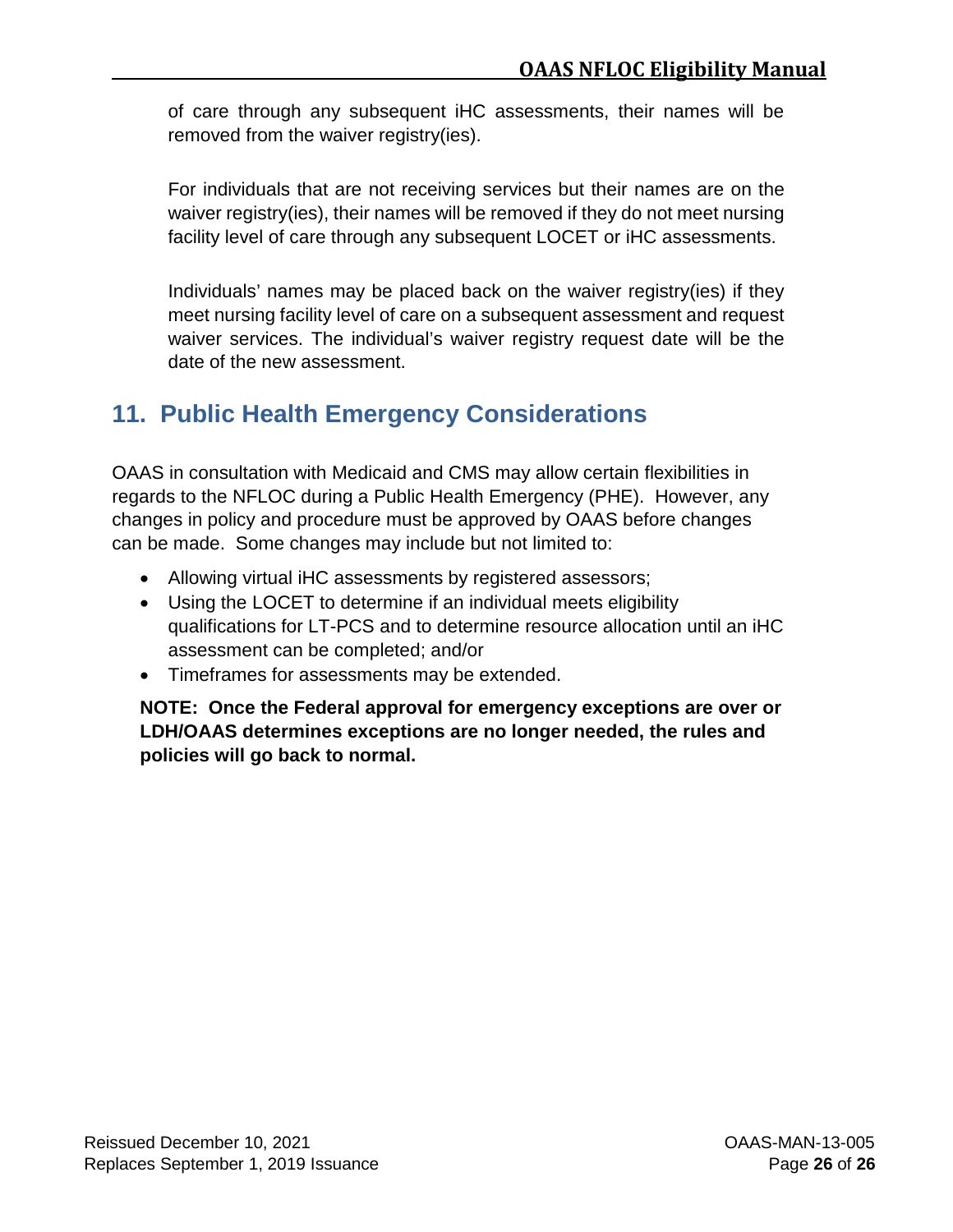of care through any subsequent iHC assessments, their names will be removed from the waiver registry(ies).

For individuals that are not receiving services but their names are on the waiver registry(ies), their names will be removed if they do not meet nursing facility level of care through any subsequent LOCET or iHC assessments.

Individuals' names may be placed back on the waiver registry(ies) if they meet nursing facility level of care on a subsequent assessment and request waiver services. The individual's waiver registry request date will be the date of the new assessment.

## 11. Public Health Emergency Considerations

OAAS in consultation with Medicaid and CMS may allow certain flexibilities in regards to the NFLOC during a Public Health Emergency (PHE). However, any changes in policy and procedure must be approved by OAAS before changes can be made. Some changes may include but not limited to:

- Allowing virtual iHC assessments by registered assessors;
- Using the LOCET to determine if an individual meets eligibility qualifications for LT-PCS and to determine resource allocation until an iHC assessment can be completed; and/or
- Timeframes for assessments may be extended.

**NOTE: Once the Federal approval for emergency exceptions are over or LDH/OAAS determines exceptions are no longer needed, the rules and policies will go back to normal.**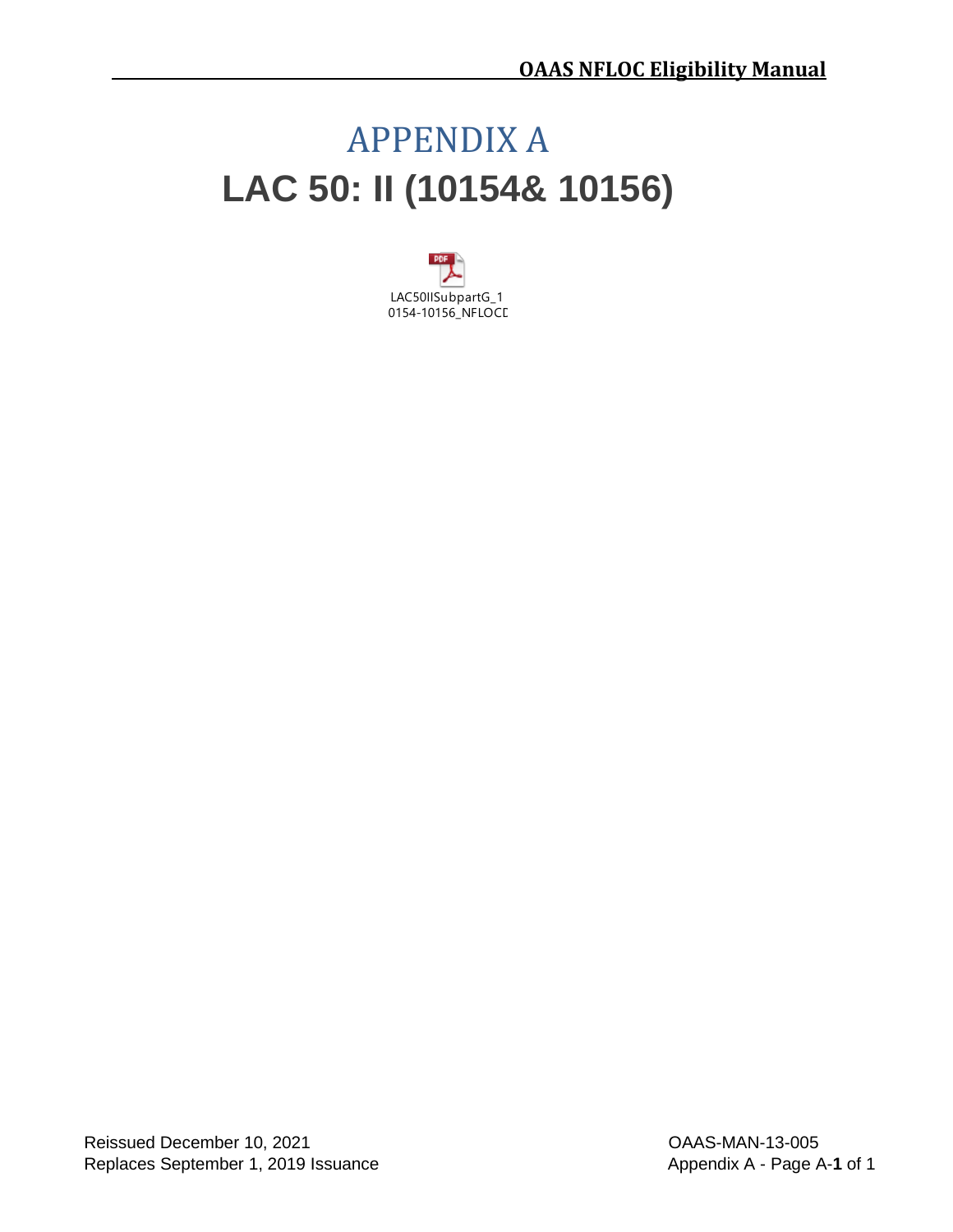# APPENDIX A

# LAC 50: II (10154& 10156)

LAC50IISubpartG_10154-10156_NFLOCD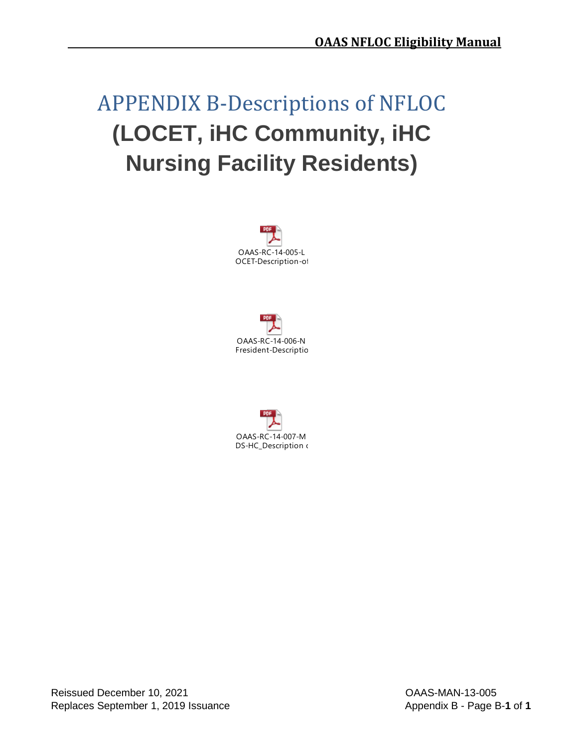# APPENDIX B-Descriptions of NFLOC

# (LOCET, iHC Community, iHC Nursing Facility Residents)

OAAS-RC-14-005-LOCET-Description-o

OAAS-RC-14-006-NFresident-Descriptio

OAAS-RC-14-007-MDS-HC_Description